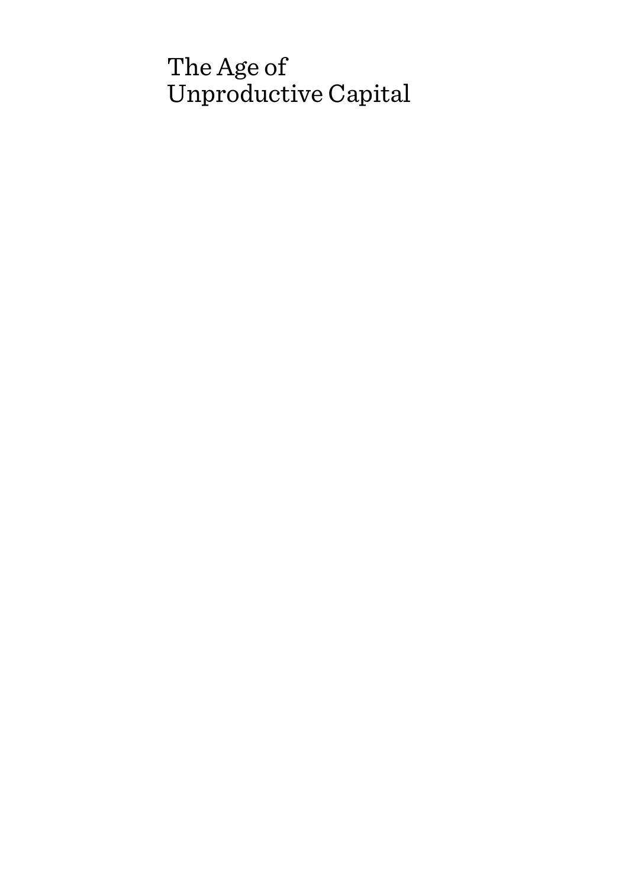# The Age of Unproductive Capital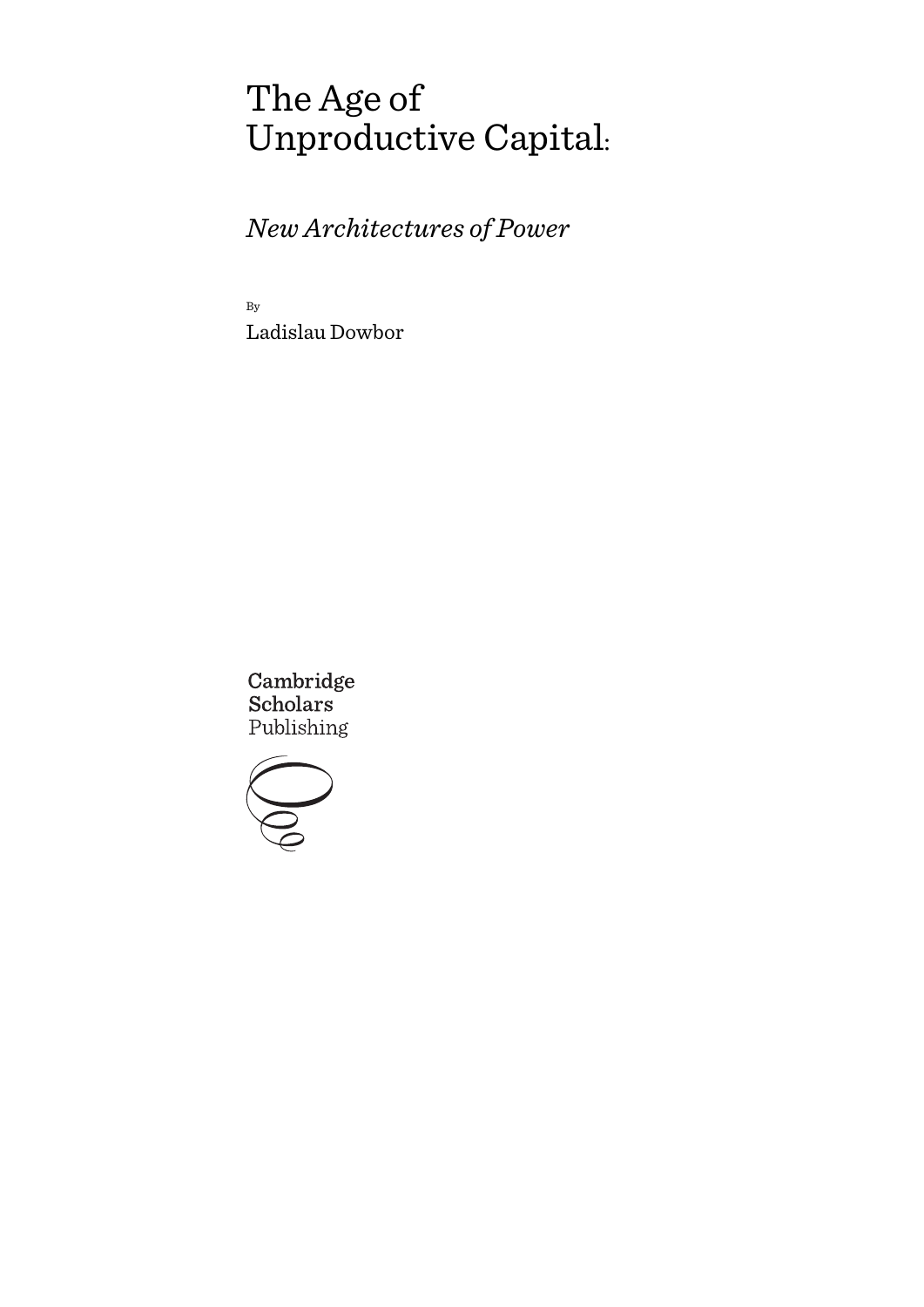# The Age of Unproductive Capital:

## *New Architectures of Power*

By

Ladislau Dowbor

Cambridge
Scholars
Publishing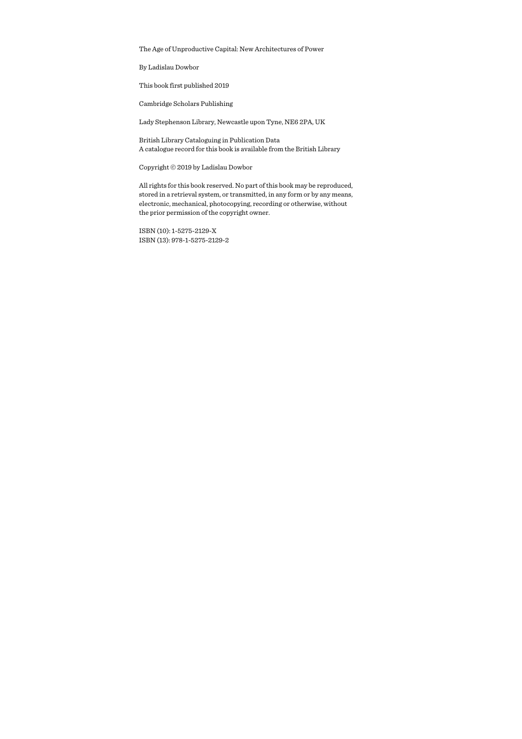The Age of Unproductive Capital: New Architectures of Power

By Ladislau Dowbor

This book first published 2019

Cambridge Scholars Publishing

Lady Stephenson Library, Newcastle upon Tyne, NE6 2PA, UK

British Library Cataloguing in Publication Data
A catalogue record for this book is available from the British Library

Copyright © 2019 by Ladislau Dowbor

All rights for this book reserved. No part of this book may be reproduced, stored in a retrieval system, or transmitted, in any form or by any means, electronic, mechanical, photocopying, recording or otherwise, without the prior permission of the copyright owner.

ISBN (10): 1-5275-2129-X
ISBN (13): 978-1-5275-2129-2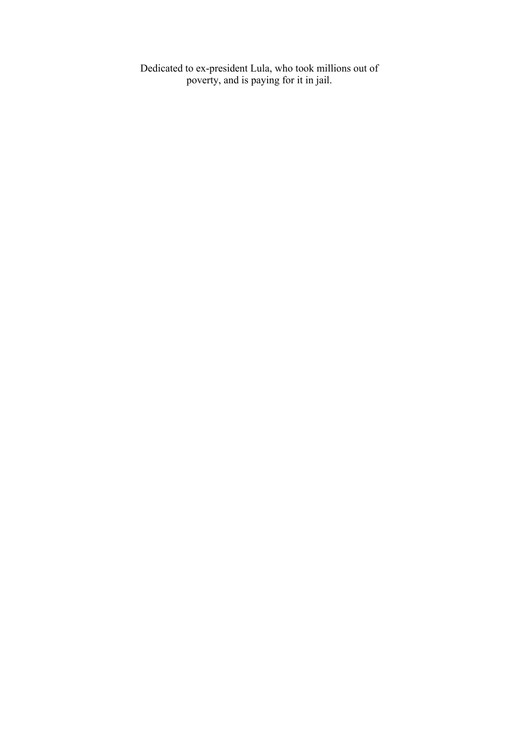Dedicated to ex-president Lula, who took millions out of poverty, and is paying for it in jail.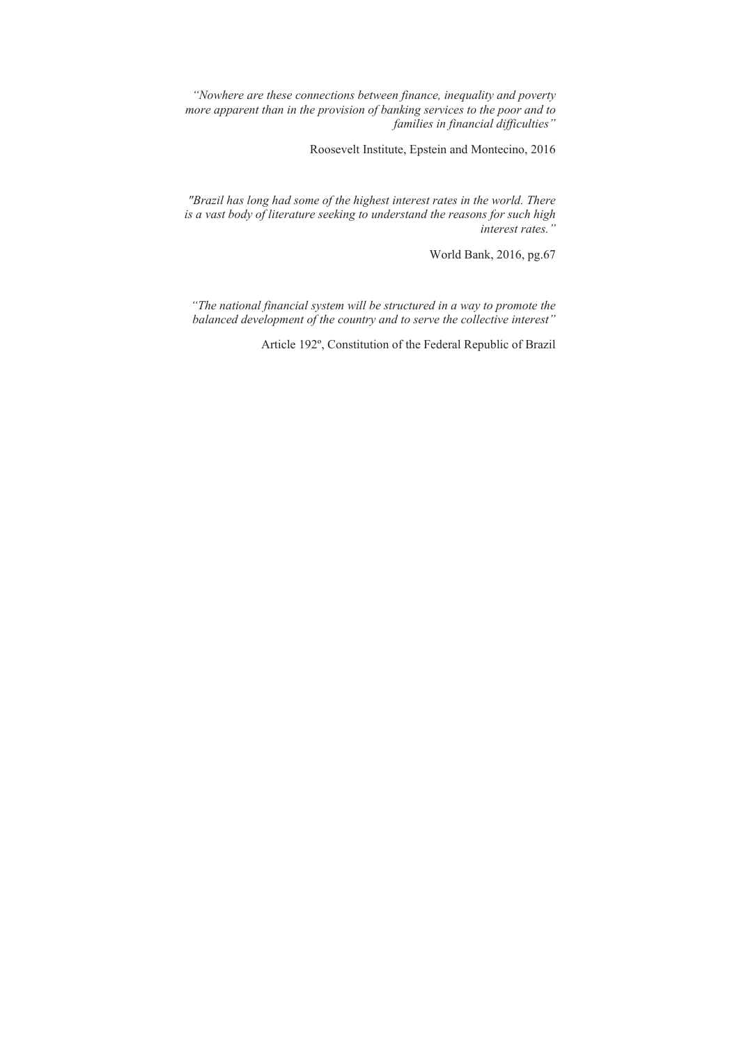*"Nowhere are these connections between finance, inequality and poverty more apparent than in the provision of banking services to the poor and to families in financial difficulties"*

Roosevelt Institute, Epstein and Montecino, 2016

*"Brazil has long had some of the highest interest rates in the world. There is a vast body of literature seeking to understand the reasons for such high interest rates."*

World Bank, 2016, pg.67

*"The national financial system will be structured in a way to promote the balanced development of the country and to serve the collective interest"*

Article 192º, Constitution of the Federal Republic of Brazil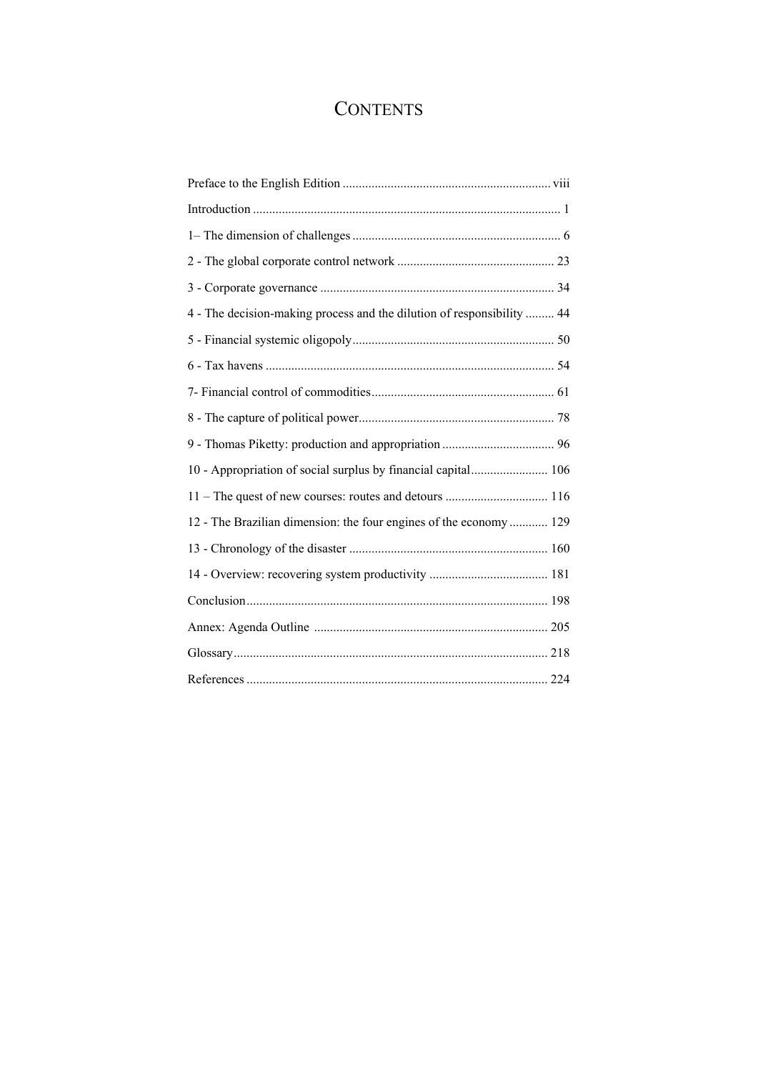# CONTENTS

Preface to the English Edition ................................................................ viii

Introduction ............................................................................................. 1

1– The dimension of challenges ................................................................ 6

2 - The global corporate control network ................................................ 23

3 - Corporate governance ........................................................................ 34

4 - The decision-making process and the dilution of responsibility ......... 44

5 - Financial systemic oligopoly.............................................................. 50

6 - Tax havens ......................................................................................... 54

7- Financial control of commodities........................................................ 61

8 - The capture of political power............................................................ 78

9 - Thomas Piketty: production and appropriation .................................. 96

10 - Appropriation of social surplus by financial capital........................ 106

11 – The quest of new courses: routes and detours ................................ 116

12 - The Brazilian dimension: the four engines of the economy ............ 129

13 - Chronology of the disaster ............................................................. 160

14 - Overview: recovering system productivity ..................................... 181

Conclusion............................................................................................ 198

Annex: Agenda Outline ........................................................................ 205

Glossary................................................................................................ 218

References ............................................................................................ 224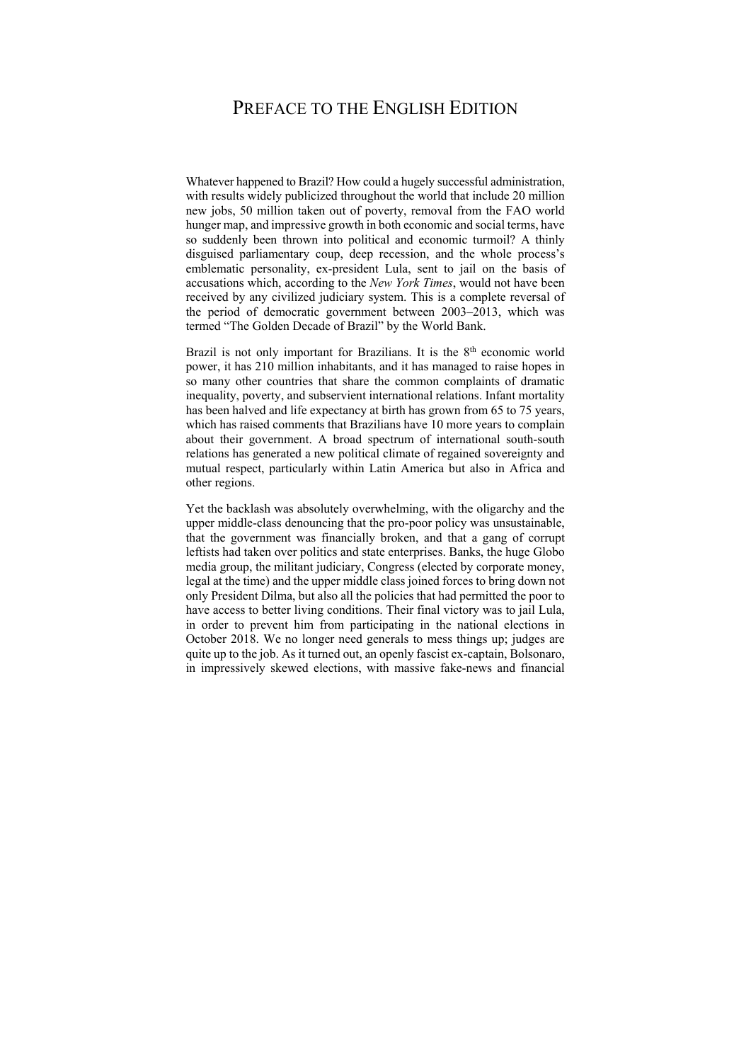# PREFACE TO THE ENGLISH EDITION

Whatever happened to Brazil? How could a hugely successful administration, with results widely publicized throughout the world that include 20 million new jobs, 50 million taken out of poverty, removal from the FAO world hunger map, and impressive growth in both economic and social terms, have so suddenly been thrown into political and economic turmoil? A thinly disguised parliamentary coup, deep recession, and the whole process's emblematic personality, ex-president Lula, sent to jail on the basis of accusations which, according to the *New York Times*, would not have been received by any civilized judiciary system. This is a complete reversal of the period of democratic government between 2003–2013, which was termed "The Golden Decade of Brazil" by the World Bank.

Brazil is not only important for Brazilians. It is the 8th economic world power, it has 210 million inhabitants, and it has managed to raise hopes in so many other countries that share the common complaints of dramatic inequality, poverty, and subservient international relations. Infant mortality has been halved and life expectancy at birth has grown from 65 to 75 years, which has raised comments that Brazilians have 10 more years to complain about their government. A broad spectrum of international south-south relations has generated a new political climate of regained sovereignty and mutual respect, particularly within Latin America but also in Africa and other regions.

Yet the backlash was absolutely overwhelming, with the oligarchy and the upper middle-class denouncing that the pro-poor policy was unsustainable, that the government was financially broken, and that a gang of corrupt leftists had taken over politics and state enterprises. Banks, the huge Globo media group, the militant judiciary, Congress (elected by corporate money, legal at the time) and the upper middle class joined forces to bring down not only President Dilma, but also all the policies that had permitted the poor to have access to better living conditions. Their final victory was to jail Lula, in order to prevent him from participating in the national elections in October 2018. We no longer need generals to mess things up; judges are quite up to the job. As it turned out, an openly fascist ex-captain, Bolsonaro, in impressively skewed elections, with massive fake-news and financial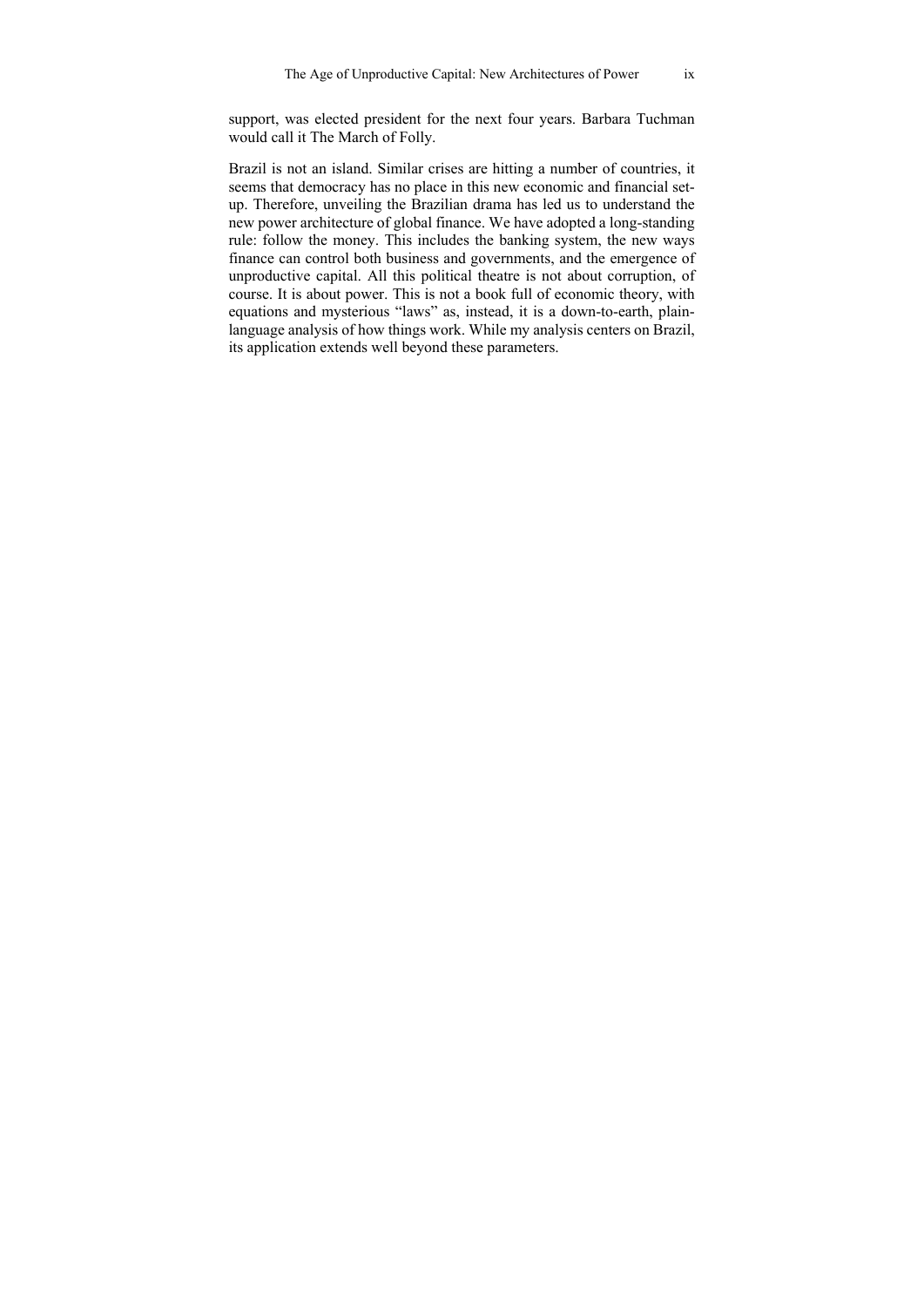support, was elected president for the next four years. Barbara Tuchman would call it The March of Folly.

Brazil is not an island. Similar crises are hitting a number of countries, it seems that democracy has no place in this new economic and financial set-up. Therefore, unveiling the Brazilian drama has led us to understand the new power architecture of global finance. We have adopted a long-standing rule: follow the money. This includes the banking system, the new ways finance can control both business and governments, and the emergence of unproductive capital. All this political theatre is not about corruption, of course. It is about power. This is not a book full of economic theory, with equations and mysterious "laws" as, instead, it is a down-to-earth, plain-language analysis of how things work. While my analysis centers on Brazil, its application extends well beyond these parameters.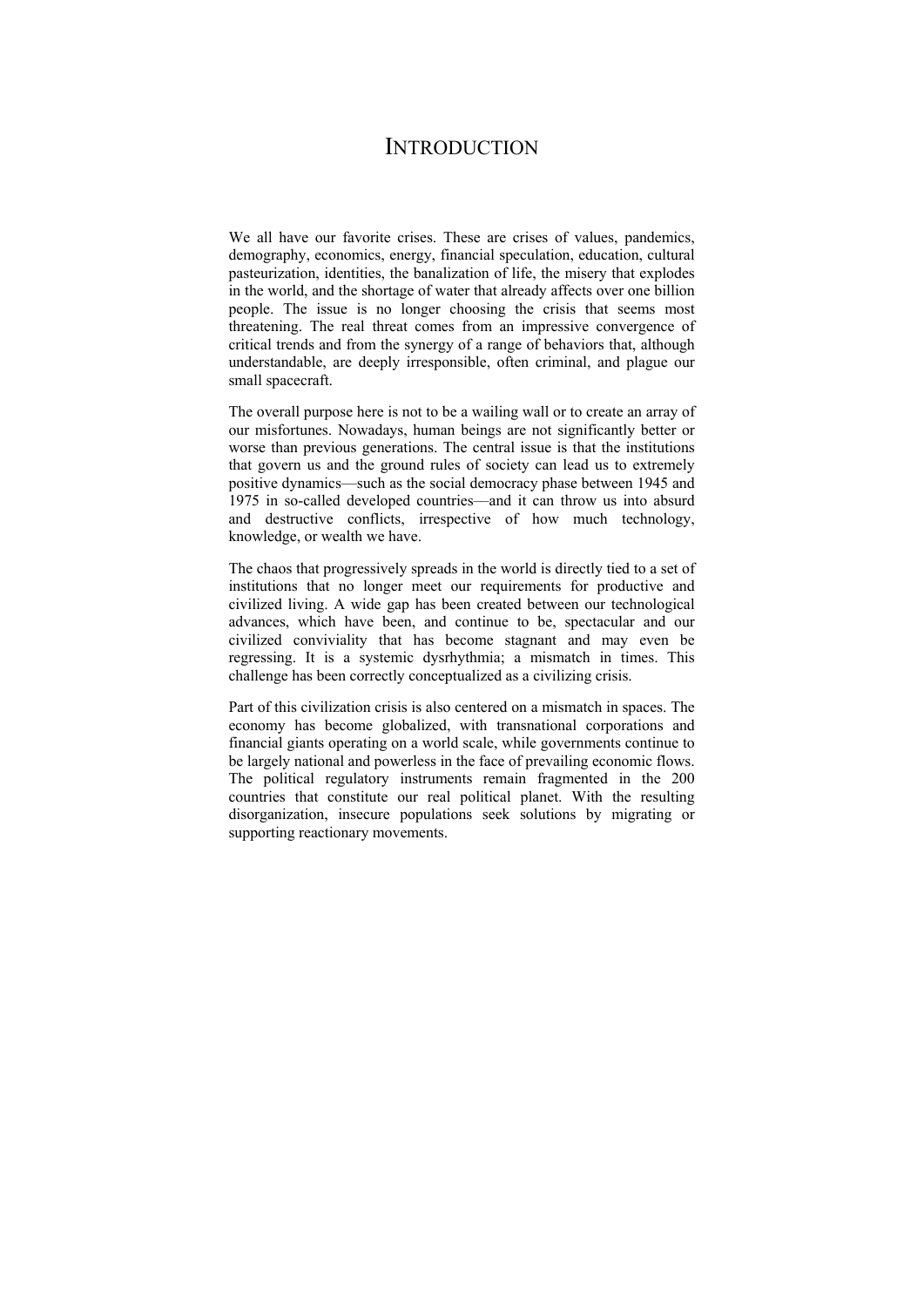# Introduction

We all have our favorite crises. These are crises of values, pandemics, demography, economics, energy, financial speculation, education, cultural pasteurization, identities, the banalization of life, the misery that explodes in the world, and the shortage of water that already affects over one billion people. The issue is no longer choosing the crisis that seems most threatening. The real threat comes from an impressive convergence of critical trends and from the synergy of a range of behaviors that, although understandable, are deeply irresponsible, often criminal, and plague our small spacecraft.

The overall purpose here is not to be a wailing wall or to create an array of our misfortunes. Nowadays, human beings are not significantly better or worse than previous generations. The central issue is that the institutions that govern us and the ground rules of society can lead us to extremely positive dynamics—such as the social democracy phase between 1945 and 1975 in so-called developed countries—and it can throw us into absurd and destructive conflicts, irrespective of how much technology, knowledge, or wealth we have.

The chaos that progressively spreads in the world is directly tied to a set of institutions that no longer meet our requirements for productive and civilized living. A wide gap has been created between our technological advances, which have been, and continue to be, spectacular and our civilized conviviality that has become stagnant and may even be regressing. It is a systemic dysrhythmia; a mismatch in times. This challenge has been correctly conceptualized as a civilizing crisis.

Part of this civilization crisis is also centered on a mismatch in spaces. The economy has become globalized, with transnational corporations and financial giants operating on a world scale, while governments continue to be largely national and powerless in the face of prevailing economic flows. The political regulatory instruments remain fragmented in the 200 countries that constitute our real political planet. With the resulting disorganization, insecure populations seek solutions by migrating or supporting reactionary movements.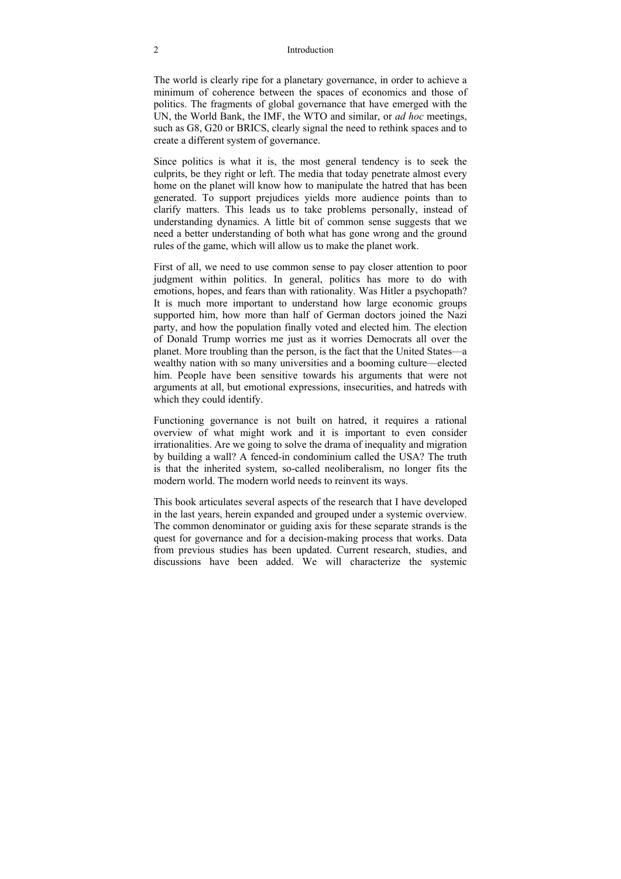The world is clearly ripe for a planetary governance, in order to achieve a minimum of coherence between the spaces of economics and those of politics. The fragments of global governance that have emerged with the UN, the World Bank, the IMF, the WTO and similar, or *ad hoc* meetings, such as G8, G20 or BRICS, clearly signal the need to rethink spaces and to create a different system of governance.

Since politics is what it is, the most general tendency is to seek the culprits, be they right or left. The media that today penetrate almost every home on the planet will know how to manipulate the hatred that has been generated. To support prejudices yields more audience points than to clarify matters. This leads us to take problems personally, instead of understanding dynamics. A little bit of common sense suggests that we need a better understanding of both what has gone wrong and the ground rules of the game, which will allow us to make the planet work.

First of all, we need to use common sense to pay closer attention to poor judgment within politics. In general, politics has more to do with emotions, hopes, and fears than with rationality. Was Hitler a psychopath? It is much more important to understand how large economic groups supported him, how more than half of German doctors joined the Nazi party, and how the population finally voted and elected him. The election of Donald Trump worries me just as it worries Democrats all over the planet. More troubling than the person, is the fact that the United States—a wealthy nation with so many universities and a booming culture—elected him. People have been sensitive towards his arguments that were not arguments at all, but emotional expressions, insecurities, and hatreds with which they could identify.

Functioning governance is not built on hatred, it requires a rational overview of what might work and it is important to even consider irrationalities. Are we going to solve the drama of inequality and migration by building a wall? A fenced-in condominium called the USA? The truth is that the inherited system, so-called neoliberalism, no longer fits the modern world. The modern world needs to reinvent its ways.

This book articulates several aspects of the research that I have developed in the last years, herein expanded and grouped under a systemic overview. The common denominator or guiding axis for these separate strands is the quest for governance and for a decision-making process that works. Data from previous studies has been updated. Current research, studies, and discussions have been added. We will characterize the systemic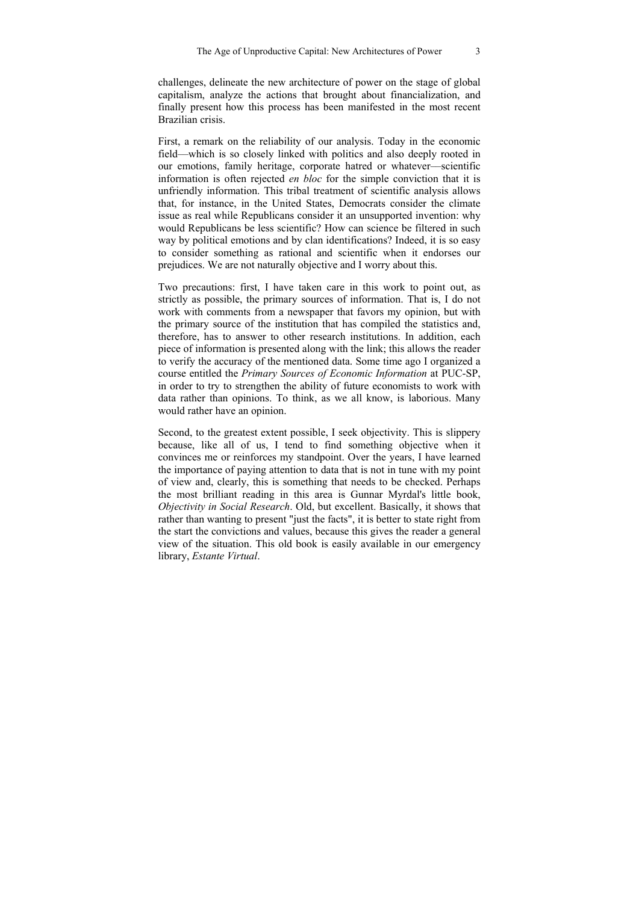challenges, delineate the new architecture of power on the stage of global capitalism, analyze the actions that brought about financialization, and finally present how this process has been manifested in the most recent Brazilian crisis.

First, a remark on the reliability of our analysis. Today in the economic field—which is so closely linked with politics and also deeply rooted in our emotions, family heritage, corporate hatred or whatever—scientific information is often rejected *en bloc* for the simple conviction that it is unfriendly information. This tribal treatment of scientific analysis allows that, for instance, in the United States, Democrats consider the climate issue as real while Republicans consider it an unsupported invention: why would Republicans be less scientific? How can science be filtered in such way by political emotions and by clan identifications? Indeed, it is so easy to consider something as rational and scientific when it endorses our prejudices. We are not naturally objective and I worry about this.

Two precautions: first, I have taken care in this work to point out, as strictly as possible, the primary sources of information. That is, I do not work with comments from a newspaper that favors my opinion, but with the primary source of the institution that has compiled the statistics and, therefore, has to answer to other research institutions. In addition, each piece of information is presented along with the link; this allows the reader to verify the accuracy of the mentioned data. Some time ago I organized a course entitled the *Primary Sources of Economic Information* at PUC-SP, in order to try to strengthen the ability of future economists to work with data rather than opinions. To think, as we all know, is laborious. Many would rather have an opinion.

Second, to the greatest extent possible, I seek objectivity. This is slippery because, like all of us, I tend to find something objective when it convinces me or reinforces my standpoint. Over the years, I have learned the importance of paying attention to data that is not in tune with my point of view and, clearly, this is something that needs to be checked. Perhaps the most brilliant reading in this area is Gunnar Myrdal's little book, *Objectivity in Social Research*. Old, but excellent. Basically, it shows that rather than wanting to present "just the facts", it is better to state right from the start the convictions and values, because this gives the reader a general view of the situation. This old book is easily available in our emergency library, *Estante Virtual*.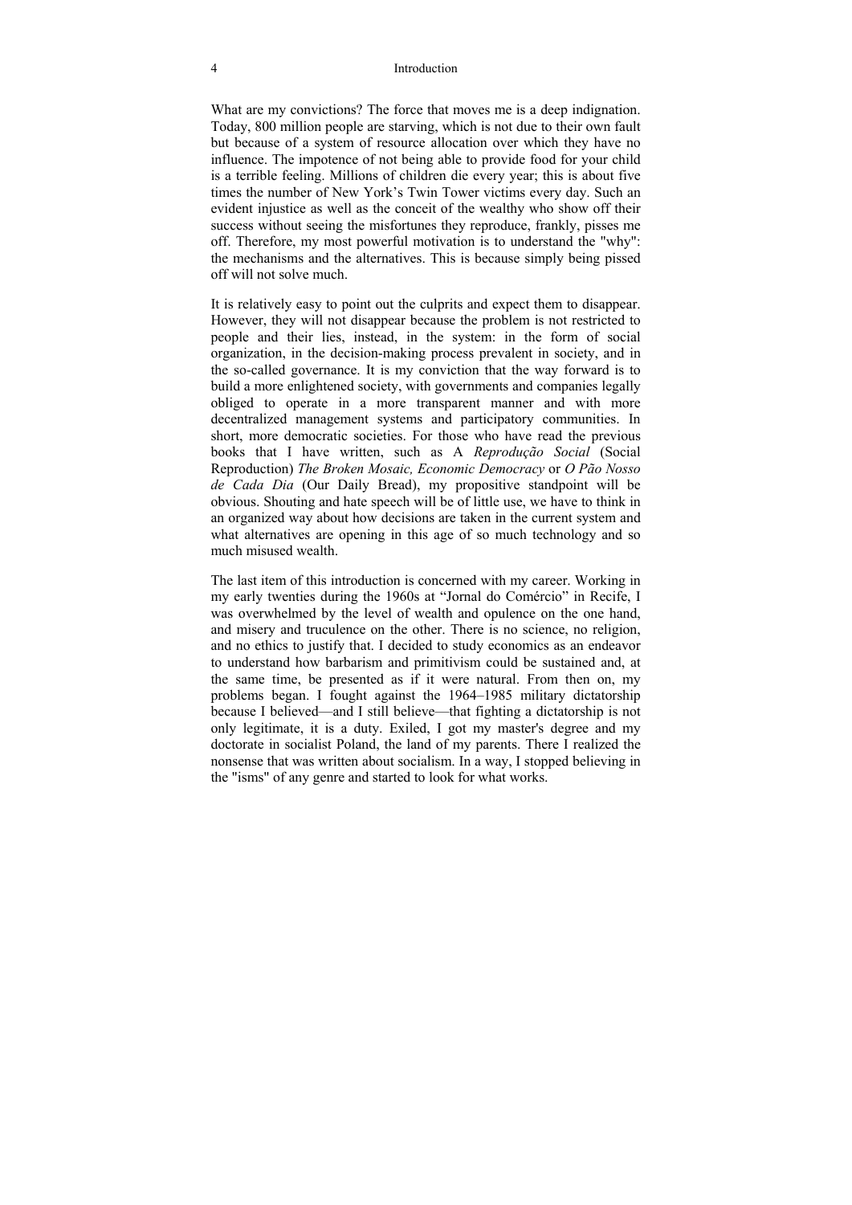What are my convictions? The force that moves me is a deep indignation. Today, 800 million people are starving, which is not due to their own fault but because of a system of resource allocation over which they have no influence. The impotence of not being able to provide food for your child is a terrible feeling. Millions of children die every year; this is about five times the number of New York's Twin Tower victims every day. Such an evident injustice as well as the conceit of the wealthy who show off their success without seeing the misfortunes they reproduce, frankly, pisses me off. Therefore, my most powerful motivation is to understand the "why": the mechanisms and the alternatives. This is because simply being pissed off will not solve much.

It is relatively easy to point out the culprits and expect them to disappear. However, they will not disappear because the problem is not restricted to people and their lies, instead, in the system: in the form of social organization, in the decision-making process prevalent in society, and in the so-called governance. It is my conviction that the way forward is to build a more enlightened society, with governments and companies legally obliged to operate in a more transparent manner and with more decentralized management systems and participatory communities. In short, more democratic societies. For those who have read the previous books that I have written, such as A *Reprodução Social* (Social Reproduction) *The Broken Mosaic, Economic Democracy* or *O Pão Nosso de Cada Dia* (Our Daily Bread), my propositive standpoint will be obvious. Shouting and hate speech will be of little use, we have to think in an organized way about how decisions are taken in the current system and what alternatives are opening in this age of so much technology and so much misused wealth.

The last item of this introduction is concerned with my career. Working in my early twenties during the 1960s at "Jornal do Comércio" in Recife, I was overwhelmed by the level of wealth and opulence on the one hand, and misery and truculence on the other. There is no science, no religion, and no ethics to justify that. I decided to study economics as an endeavor to understand how barbarism and primitivism could be sustained and, at the same time, be presented as if it were natural. From then on, my problems began. I fought against the 1964–1985 military dictatorship because I believed—and I still believe—that fighting a dictatorship is not only legitimate, it is a duty. Exiled, I got my master's degree and my doctorate in socialist Poland, the land of my parents. There I realized the nonsense that was written about socialism. In a way, I stopped believing in the "isms" of any genre and started to look for what works.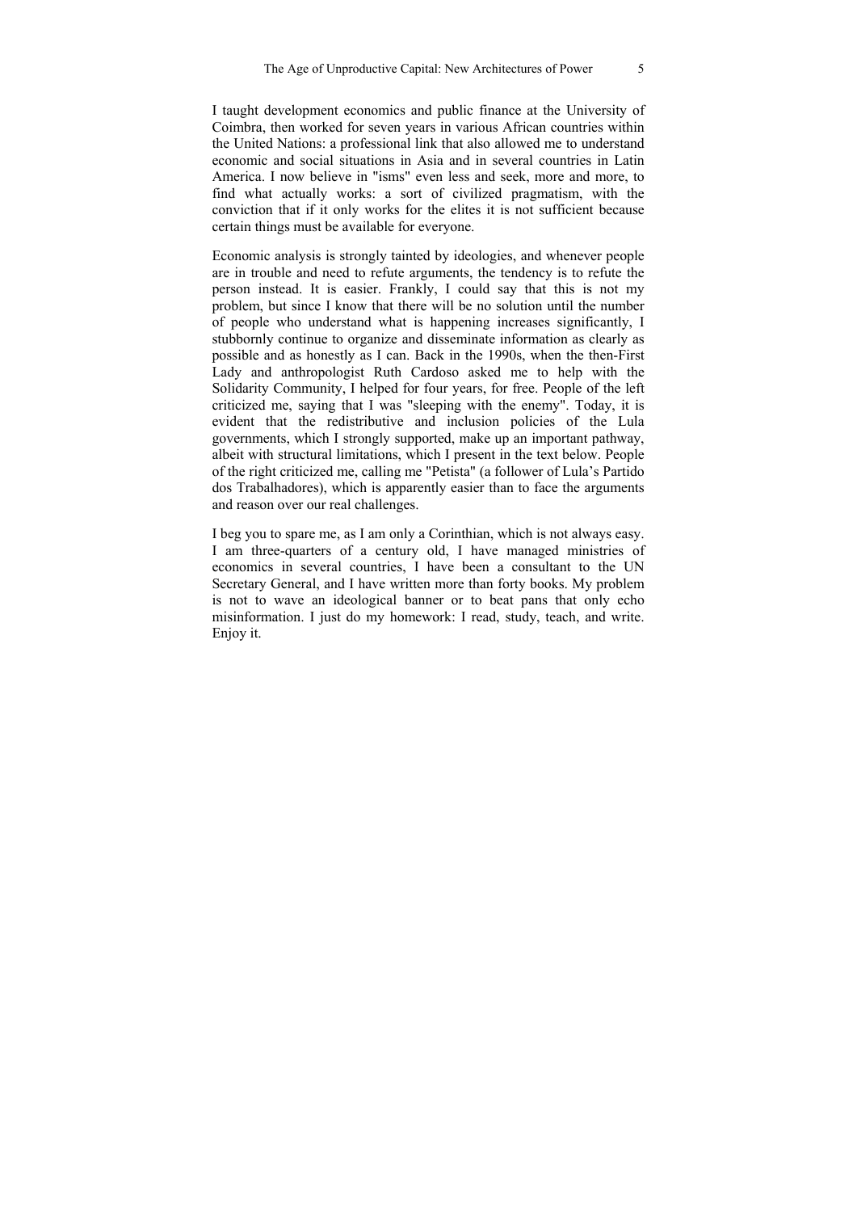I taught development economics and public finance at the University of Coimbra, then worked for seven years in various African countries within the United Nations: a professional link that also allowed me to understand economic and social situations in Asia and in several countries in Latin America. I now believe in "isms" even less and seek, more and more, to find what actually works: a sort of civilized pragmatism, with the conviction that if it only works for the elites it is not sufficient because certain things must be available for everyone.

Economic analysis is strongly tainted by ideologies, and whenever people are in trouble and need to refute arguments, the tendency is to refute the person instead. It is easier. Frankly, I could say that this is not my problem, but since I know that there will be no solution until the number of people who understand what is happening increases significantly, I stubbornly continue to organize and disseminate information as clearly as possible and as honestly as I can. Back in the 1990s, when the then-First Lady and anthropologist Ruth Cardoso asked me to help with the Solidarity Community, I helped for four years, for free. People of the left criticized me, saying that I was "sleeping with the enemy". Today, it is evident that the redistributive and inclusion policies of the Lula governments, which I strongly supported, make up an important pathway, albeit with structural limitations, which I present in the text below. People of the right criticized me, calling me "Petista" (a follower of Lula's Partido dos Trabalhadores), which is apparently easier than to face the arguments and reason over our real challenges.

I beg you to spare me, as I am only a Corinthian, which is not always easy. I am three-quarters of a century old, I have managed ministries of economics in several countries, I have been a consultant to the UN Secretary General, and I have written more than forty books. My problem is not to wave an ideological banner or to beat pans that only echo misinformation. I just do my homework: I read, study, teach, and write. Enjoy it.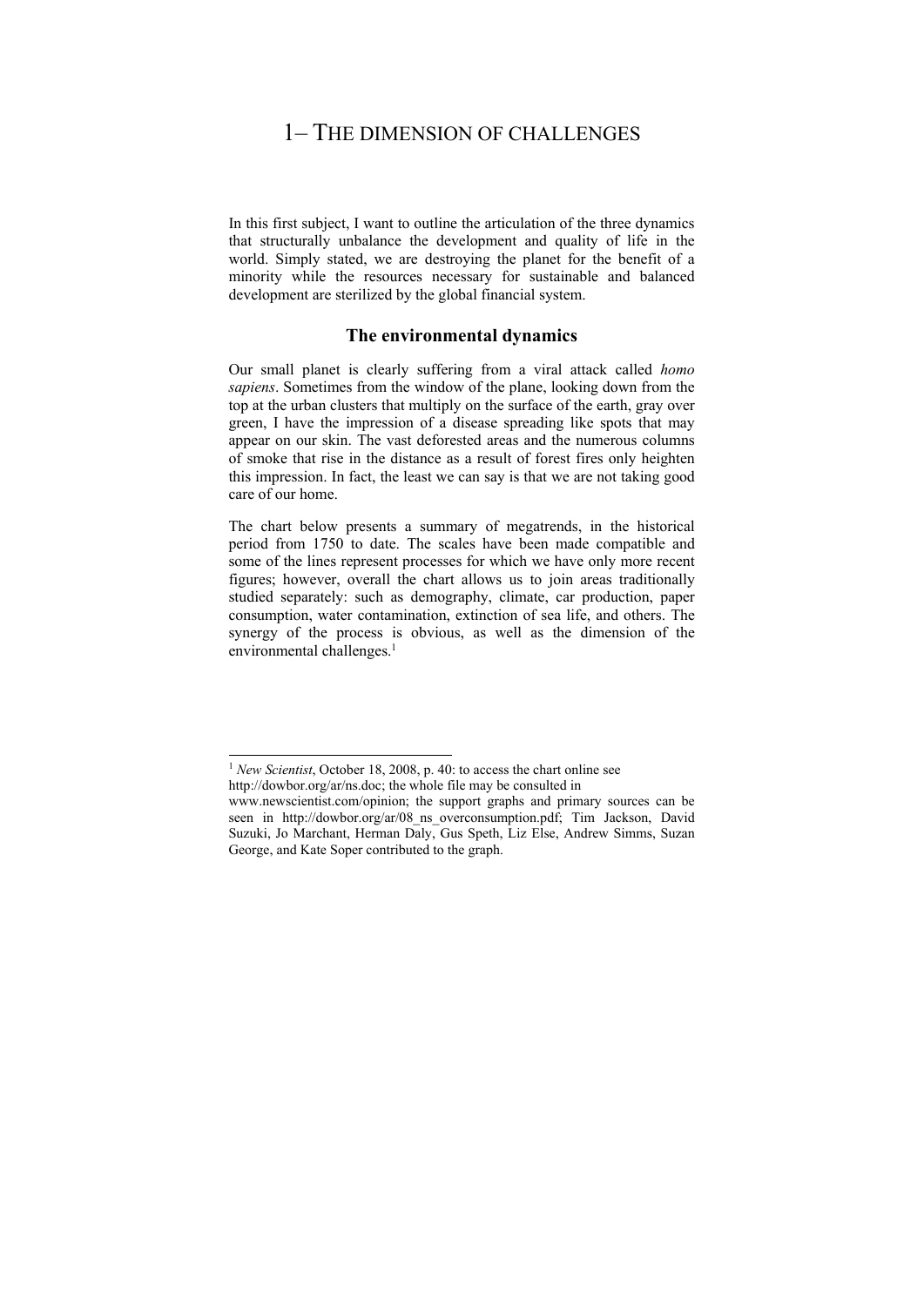# 1– THE DIMENSION OF CHALLENGES

In this first subject, I want to outline the articulation of the three dynamics that structurally unbalance the development and quality of life in the world. Simply stated, we are destroying the planet for the benefit of a minority while the resources necessary for sustainable and balanced development are sterilized by the global financial system.

## The environmental dynamics

Our small planet is clearly suffering from a viral attack called *homo sapiens*. Sometimes from the window of the plane, looking down from the top at the urban clusters that multiply on the surface of the earth, gray over green, I have the impression of a disease spreading like spots that may appear on our skin. The vast deforested areas and the numerous columns of smoke that rise in the distance as a result of forest fires only heighten this impression. In fact, the least we can say is that we are not taking good care of our home.

The chart below presents a summary of megatrends, in the historical period from 1750 to date. The scales have been made compatible and some of the lines represent processes for which we have only more recent figures; however, overall the chart allows us to join areas traditionally studied separately: such as demography, climate, car production, paper consumption, water contamination, extinction of sea life, and others. The synergy of the process is obvious, as well as the dimension of the environmental challenges.[1]

---

[1] *New Scientist*, October 18, 2008, p. 40: to access the chart online see http://dowbor.org/ar/ns.doc; the whole file may be consulted in www.newscientist.com/opinion; the support graphs and primary sources can be seen in http://dowbor.org/ar/08_ns_overconsumption.pdf; Tim Jackson, David Suzuki, Jo Marchant, Herman Daly, Gus Speth, Liz Else, Andrew Simms, Suzan George, and Kate Soper contributed to the graph.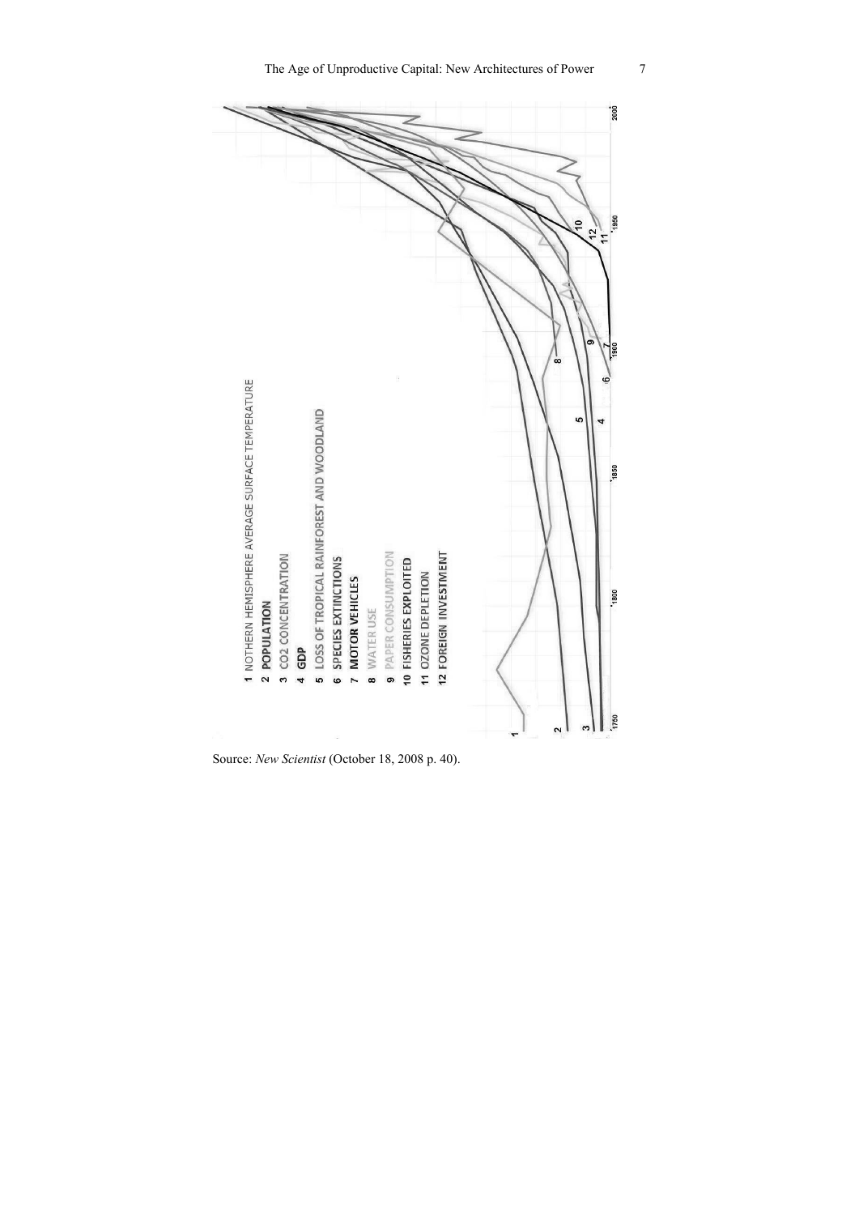1 NOTHERN HEMISPHERE AVERAGE SURFACE TEMPERATURE
2 POPULATION
3 CO2 CONCENTRATION
4 GDP
5 LOSS OF TROPICAL RAINFOREST AND WOODLAND
6 SPECIES EXTINCTIONS
7 MOTOR VEHICLES
8 WATER USE
9 PAPER CONSUMPTION
10 FISHERIES EXPLOITED
11 OZONE DEPLETION
12 FOREIGN INVESTMENT

Source: *New Scientist* (October 18, 2008 p. 40).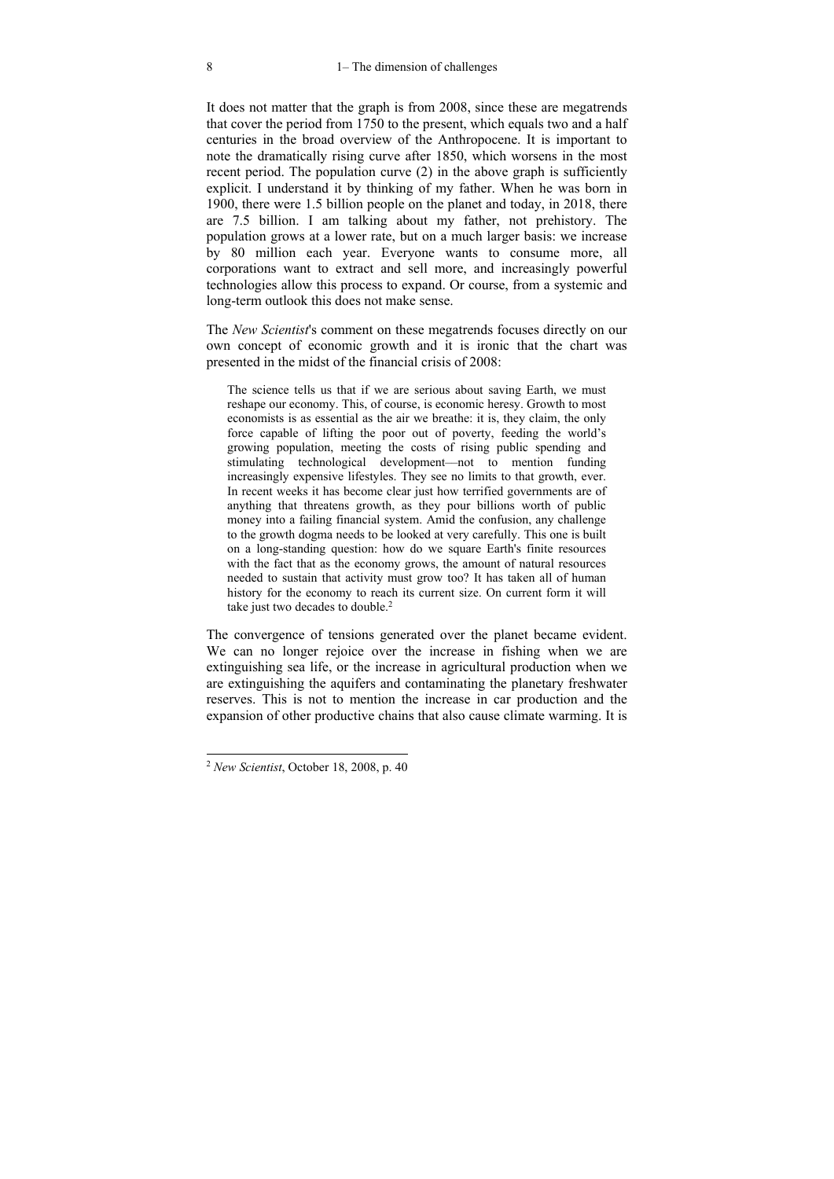It does not matter that the graph is from 2008, since these are megatrends that cover the period from 1750 to the present, which equals two and a half centuries in the broad overview of the Anthropocene. It is important to note the dramatically rising curve after 1850, which worsens in the most recent period. The population curve (2) in the above graph is sufficiently explicit. I understand it by thinking of my father. When he was born in 1900, there were 1.5 billion people on the planet and today, in 2018, there are 7.5 billion. I am talking about my father, not prehistory. The population grows at a lower rate, but on a much larger basis: we increase by 80 million each year. Everyone wants to consume more, all corporations want to extract and sell more, and increasingly powerful technologies allow this process to expand. Or course, from a systemic and long-term outlook this does not make sense.

The *New Scientist*'s comment on these megatrends focuses directly on our own concept of economic growth and it is ironic that the chart was presented in the midst of the financial crisis of 2008:

> The science tells us that if we are serious about saving Earth, we must reshape our economy. This, of course, is economic heresy. Growth to most economists is as essential as the air we breathe: it is, they claim, the only force capable of lifting the poor out of poverty, feeding the world's growing population, meeting the costs of rising public spending and stimulating technological development—not to mention funding increasingly expensive lifestyles. They see no limits to that growth, ever. In recent weeks it has become clear just how terrified governments are of anything that threatens growth, as they pour billions worth of public money into a failing financial system. Amid the confusion, any challenge to the growth dogma needs to be looked at very carefully. This one is built on a long-standing question: how do we square Earth's finite resources with the fact that as the economy grows, the amount of natural resources needed to sustain that activity must grow too? It has taken all of human history for the economy to reach its current size. On current form it will take just two decades to double.[2]

The convergence of tensions generated over the planet became evident. We can no longer rejoice over the increase in fishing when we are extinguishing sea life, or the increase in agricultural production when we are extinguishing the aquifers and contaminating the planetary freshwater reserves. This is not to mention the increase in car production and the expansion of other productive chains that also cause climate warming. It is

[2] *New Scientist*, October 18, 2008, p. 40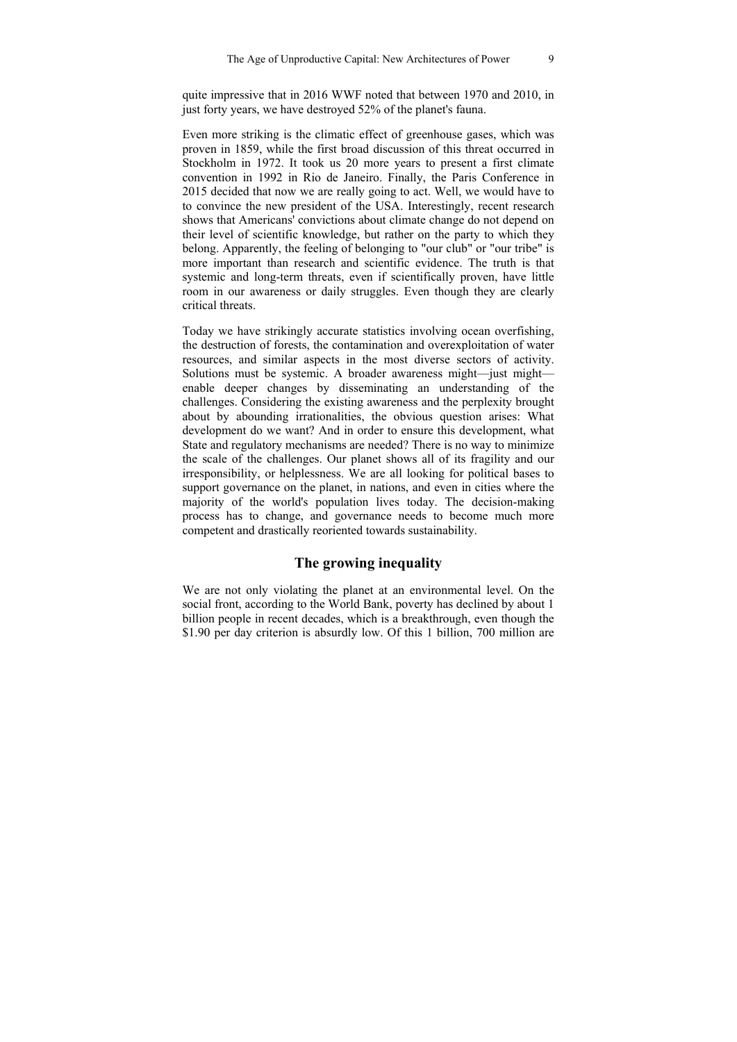quite impressive that in 2016 WWF noted that between 1970 and 2010, in just forty years, we have destroyed 52% of the planet's fauna.

Even more striking is the climatic effect of greenhouse gases, which was proven in 1859, while the first broad discussion of this threat occurred in Stockholm in 1972. It took us 20 more years to present a first climate convention in 1992 in Rio de Janeiro. Finally, the Paris Conference in 2015 decided that now we are really going to act. Well, we would have to to convince the new president of the USA. Interestingly, recent research shows that Americans' convictions about climate change do not depend on their level of scientific knowledge, but rather on the party to which they belong. Apparently, the feeling of belonging to "our club" or "our tribe" is more important than research and scientific evidence. The truth is that systemic and long-term threats, even if scientifically proven, have little room in our awareness or daily struggles. Even though they are clearly critical threats.

Today we have strikingly accurate statistics involving ocean overfishing, the destruction of forests, the contamination and overexploitation of water resources, and similar aspects in the most diverse sectors of activity. Solutions must be systemic. A broader awareness might—just might—enable deeper changes by disseminating an understanding of the challenges. Considering the existing awareness and the perplexity brought about by abounding irrationalities, the obvious question arises: What development do we want? And in order to ensure this development, what State and regulatory mechanisms are needed? There is no way to minimize the scale of the challenges. Our planet shows all of its fragility and our irresponsibility, or helplessness. We are all looking for political bases to support governance on the planet, in nations, and even in cities where the majority of the world's population lives today. The decision-making process has to change, and governance needs to become much more competent and drastically reoriented towards sustainability.

## The growing inequality

We are not only violating the planet at an environmental level. On the social front, according to the World Bank, poverty has declined by about 1 billion people in recent decades, which is a breakthrough, even though the $1.90 per day criterion is absurdly low. Of this 1 billion, 700 million are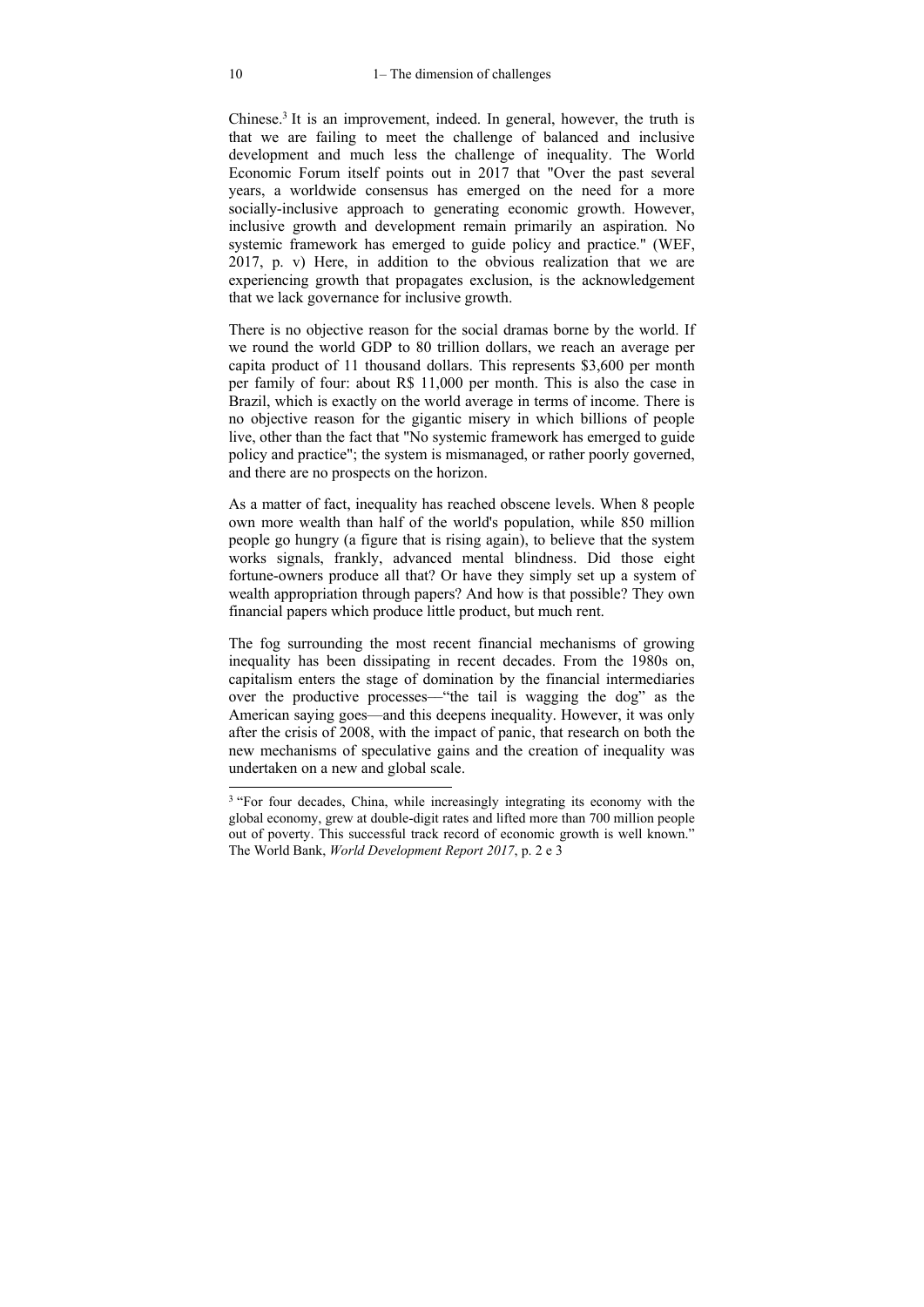Chinese.[3] It is an improvement, indeed. In general, however, the truth is that we are failing to meet the challenge of balanced and inclusive development and much less the challenge of inequality. The World Economic Forum itself points out in 2017 that "Over the past several years, a worldwide consensus has emerged on the need for a more socially-inclusive approach to generating economic growth. However, inclusive growth and development remain primarily an aspiration. No systemic framework has emerged to guide policy and practice." (WEF, 2017, p. v) Here, in addition to the obvious realization that we are experiencing growth that propagates exclusion, is the acknowledgement that we lack governance for inclusive growth.

There is no objective reason for the social dramas borne by the world. If we round the world GDP to 80 trillion dollars, we reach an average per capita product of 11 thousand dollars. This represents $3,600 per month per family of four: about R$ 11,000 per month. This is also the case in Brazil, which is exactly on the world average in terms of income. There is no objective reason for the gigantic misery in which billions of people live, other than the fact that "No systemic framework has emerged to guide policy and practice"; the system is mismanaged, or rather poorly governed, and there are no prospects on the horizon.

As a matter of fact, inequality has reached obscene levels. When 8 people own more wealth than half of the world's population, while 850 million people go hungry (a figure that is rising again), to believe that the system works signals, frankly, advanced mental blindness. Did those eight fortune-owners produce all that? Or have they simply set up a system of wealth appropriation through papers? And how is that possible? They own financial papers which produce little product, but much rent.

The fog surrounding the most recent financial mechanisms of growing inequality has been dissipating in recent decades. From the 1980s on, capitalism enters the stage of domination by the financial intermediaries over the productive processes—"the tail is wagging the dog" as the American saying goes—and this deepens inequality. However, it was only after the crisis of 2008, with the impact of panic, that research on both the new mechanisms of speculative gains and the creation of inequality was undertaken on a new and global scale.

---

[3] "For four decades, China, while increasingly integrating its economy with the global economy, grew at double-digit rates and lifted more than 700 million people out of poverty. This successful track record of economic growth is well known." The World Bank, *World Development Report 2017*, p. 2 e 3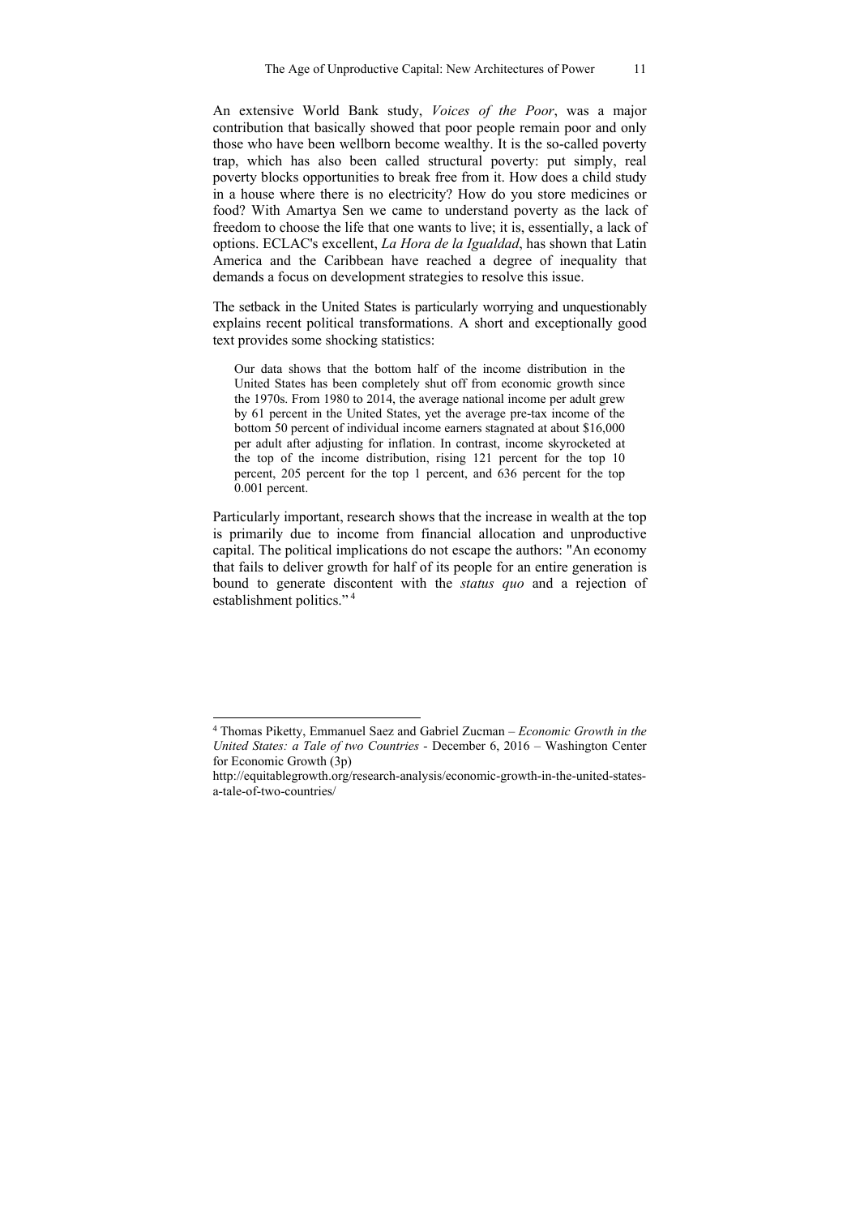An extensive World Bank study, *Voices of the Poor*, was a major contribution that basically showed that poor people remain poor and only those who have been wellborn become wealthy. It is the so-called poverty trap, which has also been called structural poverty: put simply, real poverty blocks opportunities to break free from it. How does a child study in a house where there is no electricity? How do you store medicines or food? With Amartya Sen we came to understand poverty as the lack of freedom to choose the life that one wants to live; it is, essentially, a lack of options. ECLAC's excellent, *La Hora de la Igualdad*, has shown that Latin America and the Caribbean have reached a degree of inequality that demands a focus on development strategies to resolve this issue.

The setback in the United States is particularly worrying and unquestionably explains recent political transformations. A short and exceptionally good text provides some shocking statistics:

> Our data shows that the bottom half of the income distribution in the United States has been completely shut off from economic growth since the 1970s. From 1980 to 2014, the average national income per adult grew by 61 percent in the United States, yet the average pre-tax income of the bottom 50 percent of individual income earners stagnated at about $16,000 per adult after adjusting for inflation. In contrast, income skyrocketed at the top of the income distribution, rising 121 percent for the top 10 percent, 205 percent for the top 1 percent, and 636 percent for the top 0.001 percent.

Particularly important, research shows that the increase in wealth at the top is primarily due to income from financial allocation and unproductive capital. The political implications do not escape the authors: "An economy that fails to deliver growth for half of its people for an entire generation is bound to generate discontent with the *status quo* and a rejection of establishment politics."[4]

---

[4] Thomas Piketty, Emmanuel Saez and Gabriel Zucman – *Economic Growth in the United States: a Tale of two Countries* - December 6, 2016 – Washington Center for Economic Growth (3p)
http://equitablegrowth.org/research-analysis/economic-growth-in-the-united-states-a-tale-of-two-countries/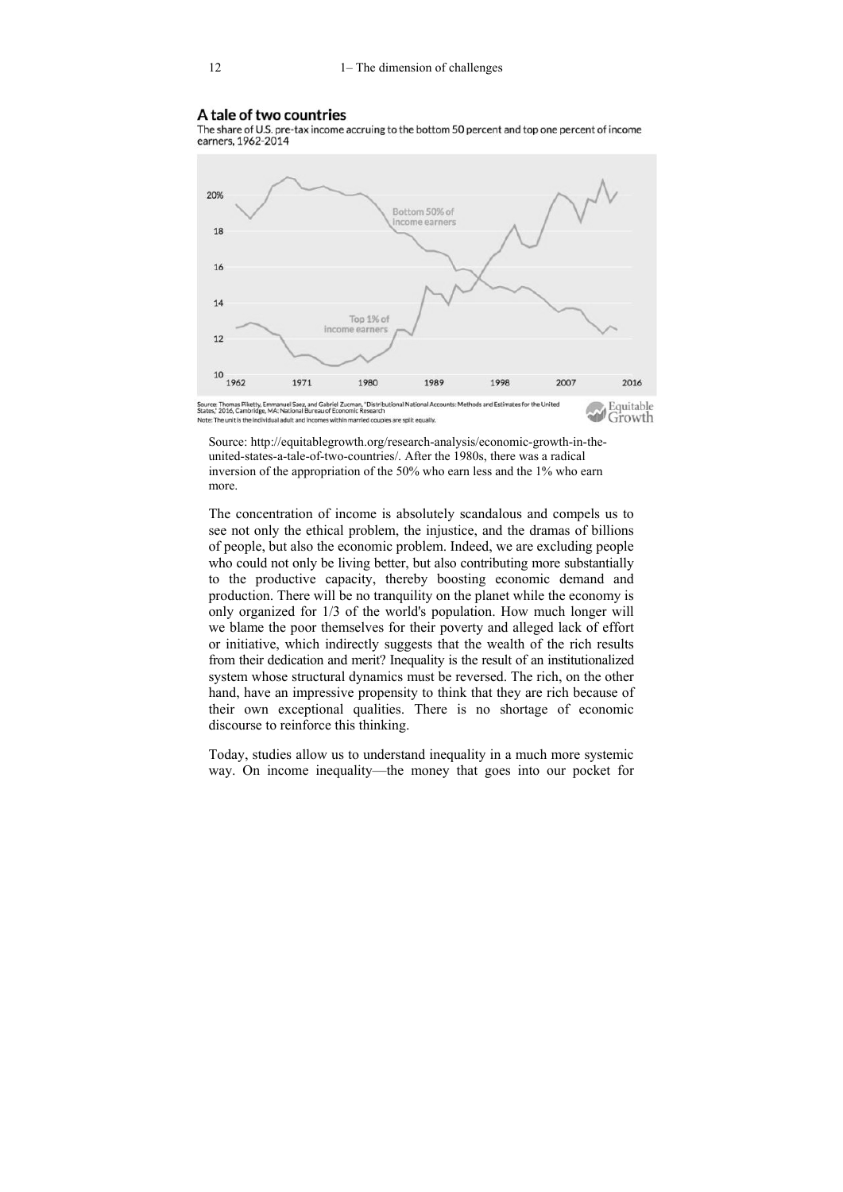**A tale of two countries**

The share of U.S. pre-tax income accruing to the bottom 50 percent and top one percent of income earners, 1962-2014

Source: Thomas Piketty, Emmanuel Saez, and Gabriel Zucman, "Distributional National Accounts: Methods and Estimates for the United States," 2016, Cambridge, MA: National Bureau of Economic Research
Note: The unit is the individual adult and incomes within married couples are split equally.

Source: http://equitablegrowth.org/research-analysis/economic-growth-in-the-united-states-a-tale-of-two-countries/. After the 1980s, there was a radical inversion of the appropriation of the 50% who earn less and the 1% who earn more.

The concentration of income is absolutely scandalous and compels us to see not only the ethical problem, the injustice, and the dramas of billions of people, but also the economic problem. Indeed, we are excluding people who could not only be living better, but also contributing more substantially to the productive capacity, thereby boosting economic demand and production. There will be no tranquility on the planet while the economy is only organized for 1/3 of the world's population. How much longer will we blame the poor themselves for their poverty and alleged lack of effort or initiative, which indirectly suggests that the wealth of the rich results from their dedication and merit? Inequality is the result of an institutionalized system whose structural dynamics must be reversed. The rich, on the other hand, have an impressive propensity to think that they are rich because of their own exceptional qualities. There is no shortage of economic discourse to reinforce this thinking.

Today, studies allow us to understand inequality in a much more systemic way. On income inequality—the money that goes into our pocket for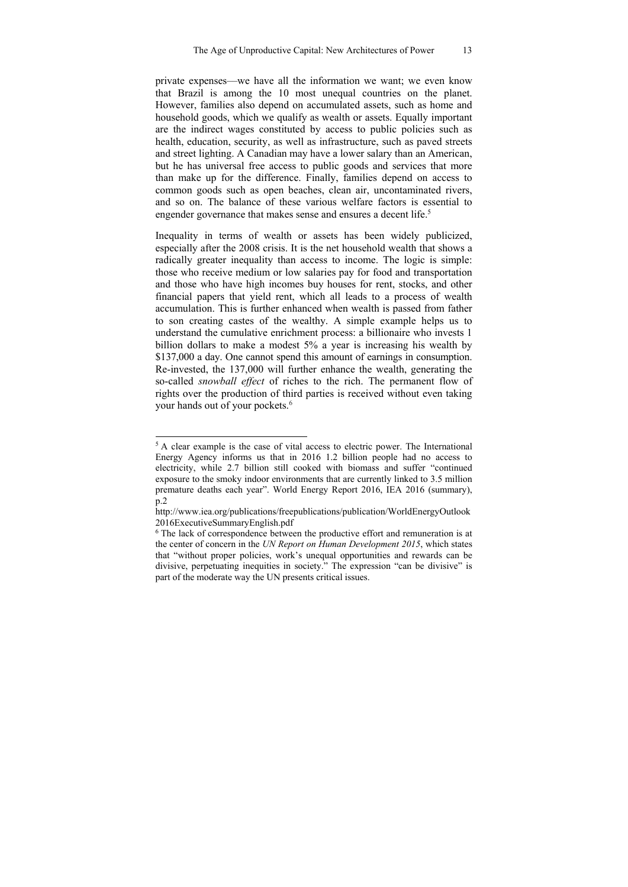private expenses—we have all the information we want; we even know that Brazil is among the 10 most unequal countries on the planet. However, families also depend on accumulated assets, such as home and household goods, which we qualify as wealth or assets. Equally important are the indirect wages constituted by access to public policies such as health, education, security, as well as infrastructure, such as paved streets and street lighting. A Canadian may have a lower salary than an American, but he has universal free access to public goods and services that more than make up for the difference. Finally, families depend on access to common goods such as open beaches, clean air, uncontaminated rivers, and so on. The balance of these various welfare factors is essential to engender governance that makes sense and ensures a decent life.[5]

Inequality in terms of wealth or assets has been widely publicized, especially after the 2008 crisis. It is the net household wealth that shows a radically greater inequality than access to income. The logic is simple: those who receive medium or low salaries pay for food and transportation and those who have high incomes buy houses for rent, stocks, and other financial papers that yield rent, which all leads to a process of wealth accumulation. This is further enhanced when wealth is passed from father to son creating castes of the wealthy. A simple example helps us to understand the cumulative enrichment process: a billionaire who invests 1 billion dollars to make a modest 5% a year is increasing his wealth by $137,000 a day. One cannot spend this amount of earnings in consumption. Re-invested, the 137,000 will further enhance the wealth, generating the so-called *snowball effect* of riches to the rich. The permanent flow of rights over the production of third parties is received without even taking your hands out of your pockets.[6]

---

[5] A clear example is the case of vital access to electric power. The International Energy Agency informs us that in 2016 1.2 billion people had no access to electricity, while 2.7 billion still cooked with biomass and suffer "continued exposure to the smoky indoor environments that are currently linked to 3.5 million premature deaths each year". World Energy Report 2016, IEA 2016 (summary), p.2

http://www.iea.org/publications/freepublications/publication/WorldEnergyOutlook2016ExecutiveSummaryEnglish.pdf

[6] The lack of correspondence between the productive effort and remuneration is at the center of concern in the *UN Report on Human Development 2015*, which states that "without proper policies, work's unequal opportunities and rewards can be divisive, perpetuating inequities in society." The expression "can be divisive" is part of the moderate way the UN presents critical issues.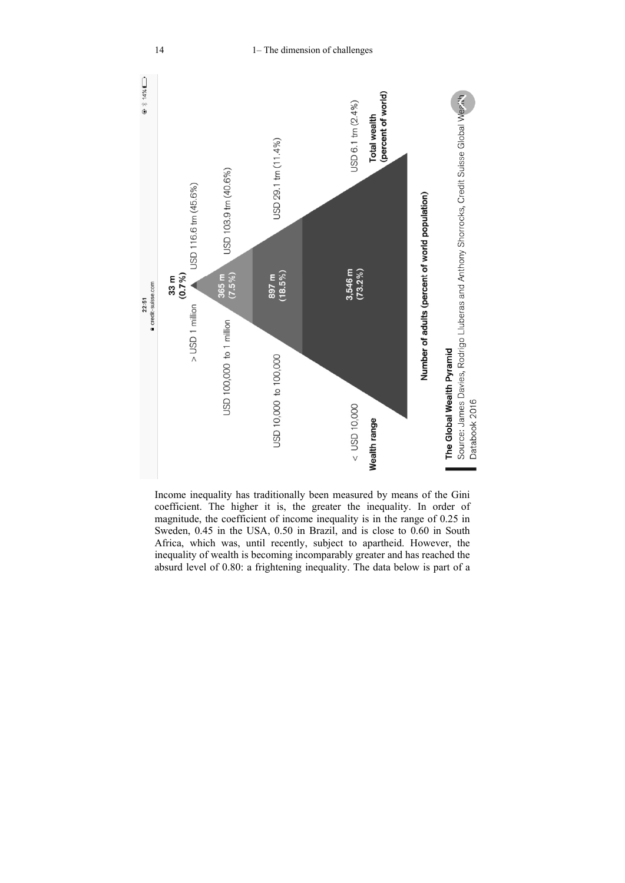| Wealth range | Number of adults (percent of world population) | Total wealth (percent of world) |
|---|---|---|
| > USD 1 million | 33 m (0.7 %) | USD 116.6 trn (45.6%) |
| USD 100,000 to 1 million | 365 m (7.5 %) | USD 103.9 trn (40.6%) |
| USD 10,000 to 100,000 | 897 m (18.5 %) | USD 29.1 trn (11.4%) |
| < USD 10,000 | 3,546 m (73.2 %) | USD 6.1 trn (2.4%) |

**The Global Wealth Pyramid**
Source: James Davies, Rodrigo Lluberas and Anthony Shorrocks, Credit Suisse Global Wealth Databook 2016

Income inequality has traditionally been measured by means of the Gini coefficient. The higher it is, the greater the inequality. In order of magnitude, the coefficient of income inequality is in the range of 0.25 in Sweden, 0.45 in the USA, 0.50 in Brazil, and is close to 0.60 in South Africa, which was, until recently, subject to apartheid. However, the inequality of wealth is becoming incomparably greater and has reached the absurd level of 0.80: a frightening inequality. The data below is part of a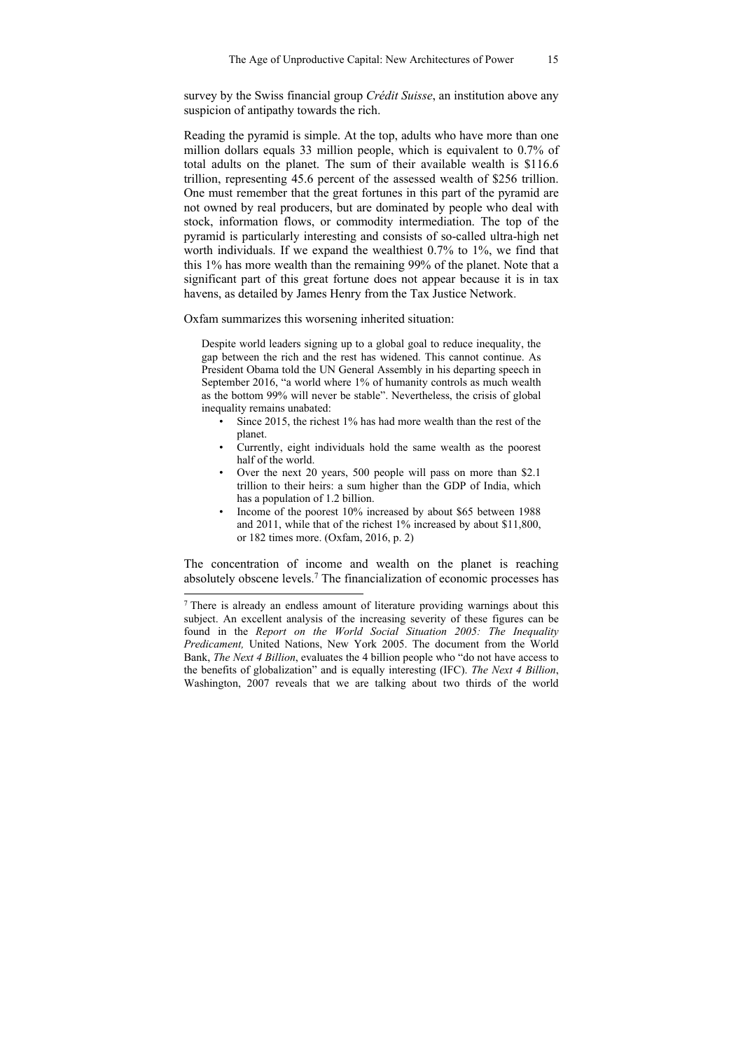survey by the Swiss financial group *Crédit Suisse*, an institution above any suspicion of antipathy towards the rich.

Reading the pyramid is simple. At the top, adults who have more than one million dollars equals 33 million people, which is equivalent to 0.7% of total adults on the planet. The sum of their available wealth is $116.6 trillion, representing 45.6 percent of the assessed wealth of $256 trillion. One must remember that the great fortunes in this part of the pyramid are not owned by real producers, but are dominated by people who deal with stock, information flows, or commodity intermediation. The top of the pyramid is particularly interesting and consists of so-called ultra-high net worth individuals. If we expand the wealthiest 0.7% to 1%, we find that this 1% has more wealth than the remaining 99% of the planet. Note that a significant part of this great fortune does not appear because it is in tax havens, as detailed by James Henry from the Tax Justice Network.

Oxfam summarizes this worsening inherited situation:

> Despite world leaders signing up to a global goal to reduce inequality, the gap between the rich and the rest has widened. This cannot continue. As President Obama told the UN General Assembly in his departing speech in September 2016, "a world where 1% of humanity controls as much wealth as the bottom 99% will never be stable". Nevertheless, the crisis of global inequality remains unabated:
>
> - Since 2015, the richest 1% has had more wealth than the rest of the planet.
> - Currently, eight individuals hold the same wealth as the poorest half of the world.
> - Over the next 20 years, 500 people will pass on more than $2.1 trillion to their heirs: a sum higher than the GDP of India, which has a population of 1.2 billion.
> - Income of the poorest 10% increased by about $65 between 1988 and 2011, while that of the richest 1% increased by about $11,800, or 182 times more. (Oxfam, 2016, p. 2)

The concentration of income and wealth on the planet is reaching absolutely obscene levels.[7] The financialization of economic processes has

---

[7] There is already an endless amount of literature providing warnings about this subject. An excellent analysis of the increasing severity of these figures can be found in the *Report on the World Social Situation 2005: The Inequality Predicament,* United Nations, New York 2005. The document from the World Bank, *The Next 4 Billion*, evaluates the 4 billion people who "do not have access to the benefits of globalization" and is equally interesting (IFC). *The Next 4 Billion*, Washington, 2007 reveals that we are talking about two thirds of the world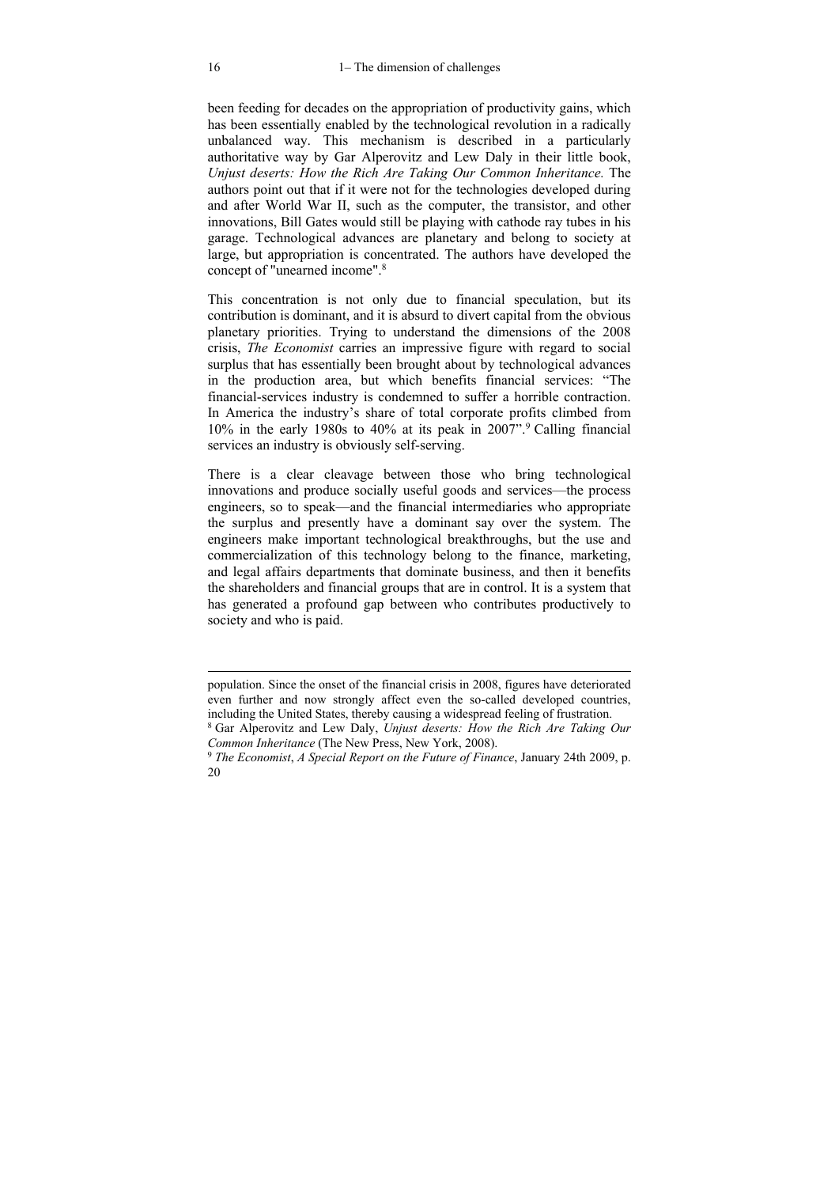been feeding for decades on the appropriation of productivity gains, which has been essentially enabled by the technological revolution in a radically unbalanced way. This mechanism is described in a particularly authoritative way by Gar Alperovitz and Lew Daly in their little book, *Unjust deserts: How the Rich Are Taking Our Common Inheritance.* The authors point out that if it were not for the technologies developed during and after World War II, such as the computer, the transistor, and other innovations, Bill Gates would still be playing with cathode ray tubes in his garage. Technological advances are planetary and belong to society at large, but appropriation is concentrated. The authors have developed the concept of "unearned income".[8]

This concentration is not only due to financial speculation, but its contribution is dominant, and it is absurd to divert capital from the obvious planetary priorities. Trying to understand the dimensions of the 2008 crisis, *The Economist* carries an impressive figure with regard to social surplus that has essentially been brought about by technological advances in the production area, but which benefits financial services: "The financial-services industry is condemned to suffer a horrible contraction. In America the industry's share of total corporate profits climbed from 10% in the early 1980s to 40% at its peak in 2007".[9] Calling financial services an industry is obviously self-serving.

There is a clear cleavage between those who bring technological innovations and produce socially useful goods and services—the process engineers, so to speak—and the financial intermediaries who appropriate the surplus and presently have a dominant say over the system. The engineers make important technological breakthroughs, but the use and commercialization of this technology belong to the finance, marketing, and legal affairs departments that dominate business, and then it benefits the shareholders and financial groups that are in control. It is a system that has generated a profound gap between who contributes productively to society and who is paid.

---

population. Since the onset of the financial crisis in 2008, figures have deteriorated even further and now strongly affect even the so-called developed countries, including the United States, thereby causing a widespread feeling of frustration.

[8] Gar Alperovitz and Lew Daly, *Unjust deserts: How the Rich Are Taking Our Common Inheritance* (The New Press, New York, 2008).

[9] *The Economist*, *A Special Report on the Future of Finance*, January 24th 2009, p. 20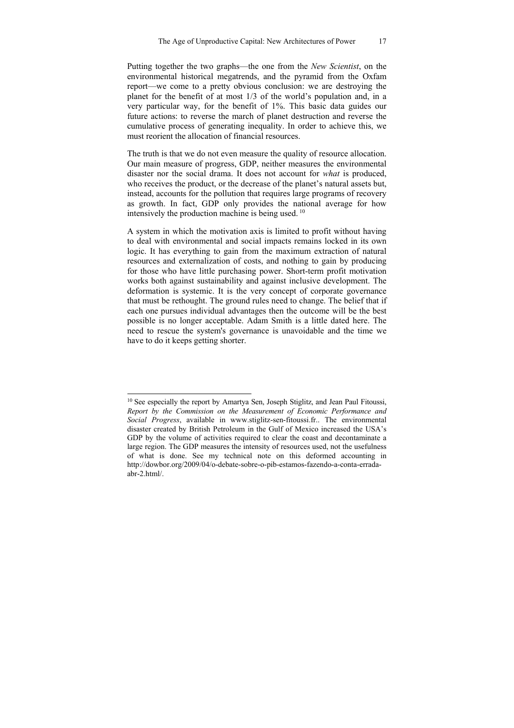Putting together the two graphs—the one from the *New Scientist*, on the environmental historical megatrends, and the pyramid from the Oxfam report—we come to a pretty obvious conclusion: we are destroying the planet for the benefit of at most 1/3 of the world's population and, in a very particular way, for the benefit of 1%. This basic data guides our future actions: to reverse the march of planet destruction and reverse the cumulative process of generating inequality. In order to achieve this, we must reorient the allocation of financial resources.

The truth is that we do not even measure the quality of resource allocation. Our main measure of progress, GDP, neither measures the environmental disaster nor the social drama. It does not account for *what* is produced, who receives the product, or the decrease of the planet's natural assets but, instead, accounts for the pollution that requires large programs of recovery as growth. In fact, GDP only provides the national average for how intensively the production machine is being used. [10]

A system in which the motivation axis is limited to profit without having to deal with environmental and social impacts remains locked in its own logic. It has everything to gain from the maximum extraction of natural resources and externalization of costs, and nothing to gain by producing for those who have little purchasing power. Short-term profit motivation works both against sustainability and against inclusive development. The deformation is systemic. It is the very concept of corporate governance that must be rethought. The ground rules need to change. The belief that if each one pursues individual advantages then the outcome will be the best possible is no longer acceptable. Adam Smith is a little dated here. The need to rescue the system's governance is unavoidable and the time we have to do it keeps getting shorter.

---

[10] See especially the report by Amartya Sen, Joseph Stiglitz, and Jean Paul Fitoussi, *Report by the Commission on the Measurement of Economic Performance and Social Progress*, available in www.stiglitz-sen-fitoussi.fr.. The environmental disaster created by British Petroleum in the Gulf of Mexico increased the USA's GDP by the volume of activities required to clear the coast and decontaminate a large region. The GDP measures the intensity of resources used, not the usefulness of what is done. See my technical note on this deformed accounting in http://dowbor.org/2009/04/o-debate-sobre-o-pib-estamos-fazendo-a-conta-errada-abr-2.html/.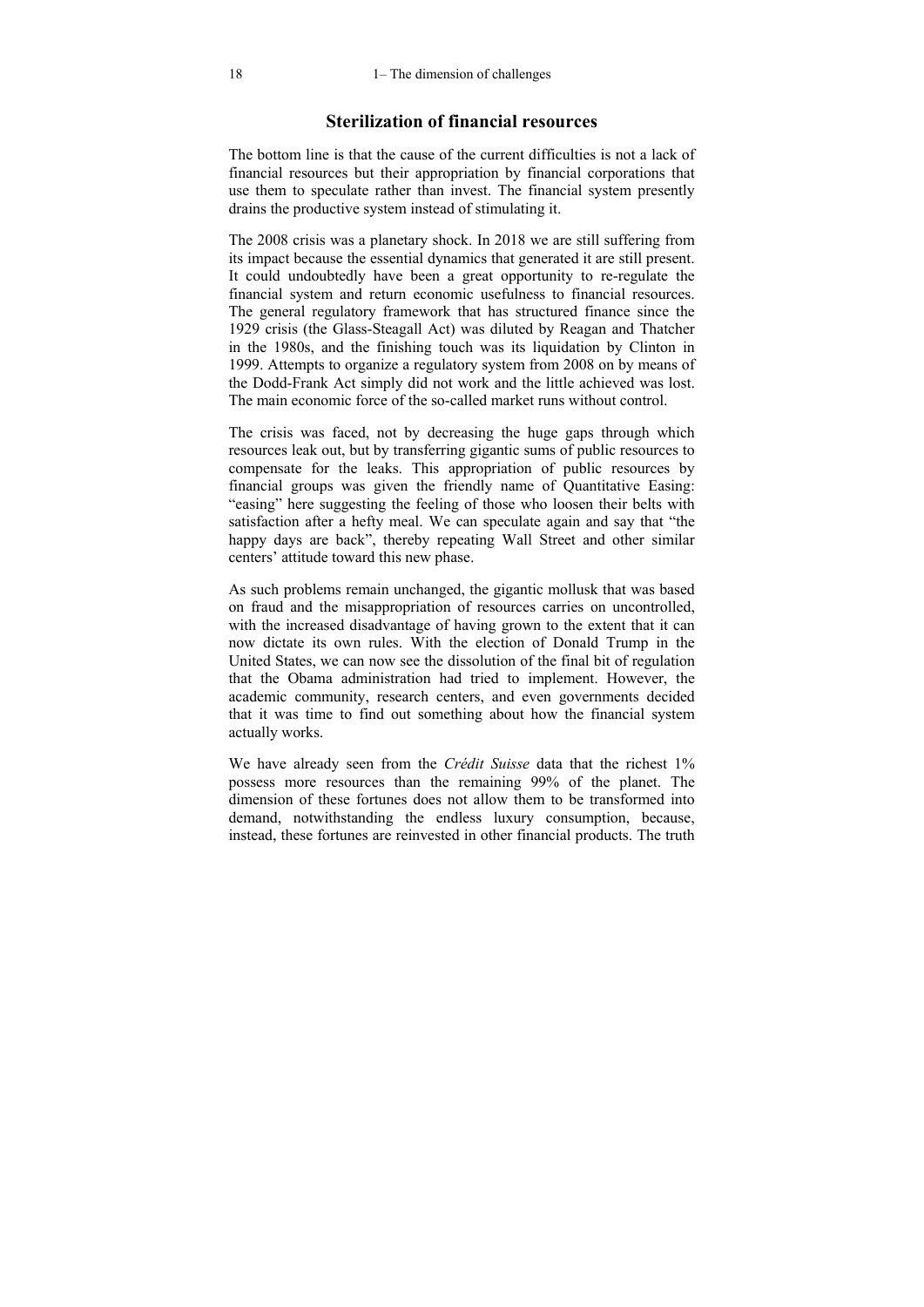## Sterilization of financial resources

The bottom line is that the cause of the current difficulties is not a lack of financial resources but their appropriation by financial corporations that use them to speculate rather than invest. The financial system presently drains the productive system instead of stimulating it.

The 2008 crisis was a planetary shock. In 2018 we are still suffering from its impact because the essential dynamics that generated it are still present. It could undoubtedly have been a great opportunity to re-regulate the financial system and return economic usefulness to financial resources. The general regulatory framework that has structured finance since the 1929 crisis (the Glass-Steagall Act) was diluted by Reagan and Thatcher in the 1980s, and the finishing touch was its liquidation by Clinton in 1999. Attempts to organize a regulatory system from 2008 on by means of the Dodd-Frank Act simply did not work and the little achieved was lost. The main economic force of the so-called market runs without control.

The crisis was faced, not by decreasing the huge gaps through which resources leak out, but by transferring gigantic sums of public resources to compensate for the leaks. This appropriation of public resources by financial groups was given the friendly name of Quantitative Easing: "easing" here suggesting the feeling of those who loosen their belts with satisfaction after a hefty meal. We can speculate again and say that "the happy days are back", thereby repeating Wall Street and other similar centers' attitude toward this new phase.

As such problems remain unchanged, the gigantic mollusk that was based on fraud and the misappropriation of resources carries on uncontrolled, with the increased disadvantage of having grown to the extent that it can now dictate its own rules. With the election of Donald Trump in the United States, we can now see the dissolution of the final bit of regulation that the Obama administration had tried to implement. However, the academic community, research centers, and even governments decided that it was time to find out something about how the financial system actually works.

We have already seen from the *Crédit Suisse* data that the richest 1% possess more resources than the remaining 99% of the planet. The dimension of these fortunes does not allow them to be transformed into demand, notwithstanding the endless luxury consumption, because, instead, these fortunes are reinvested in other financial products. The truth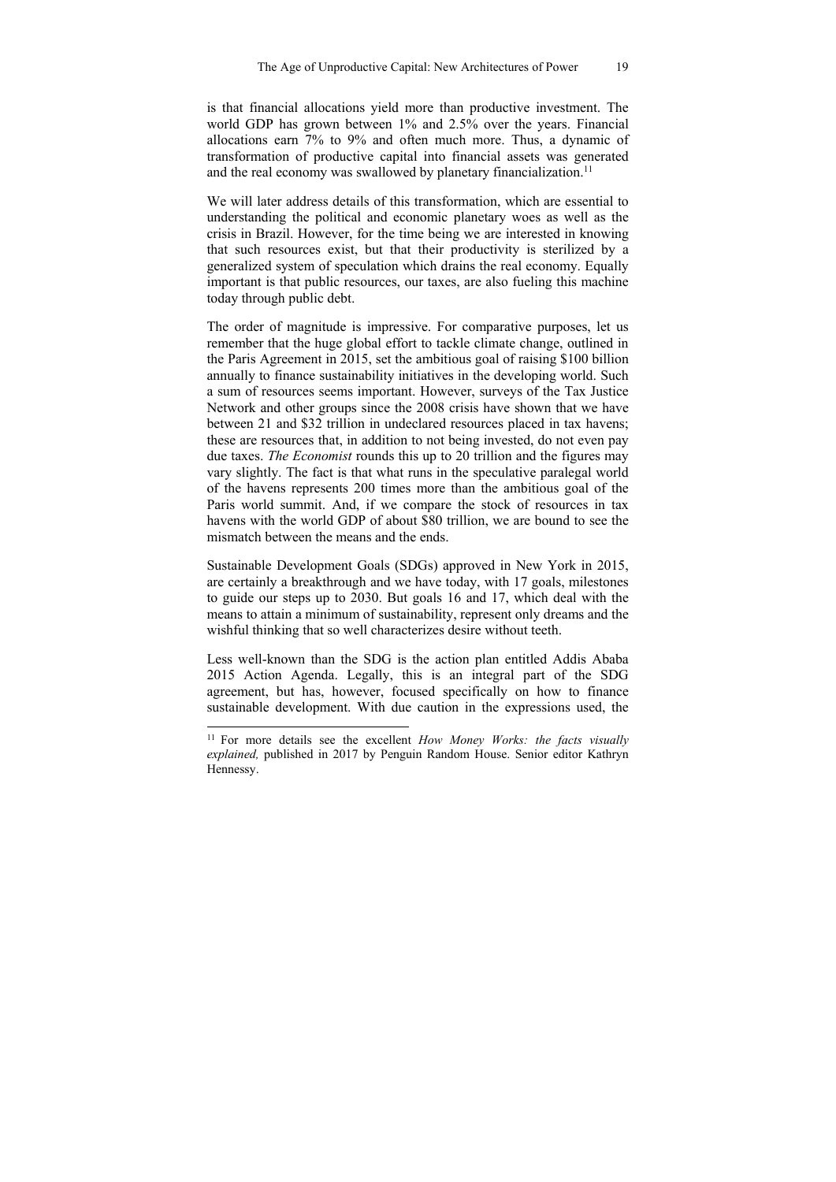is that financial allocations yield more than productive investment. The world GDP has grown between 1% and 2.5% over the years. Financial allocations earn 7% to 9% and often much more. Thus, a dynamic of transformation of productive capital into financial assets was generated and the real economy was swallowed by planetary financialization.[11]

We will later address details of this transformation, which are essential to understanding the political and economic planetary woes as well as the crisis in Brazil. However, for the time being we are interested in knowing that such resources exist, but that their productivity is sterilized by a generalized system of speculation which drains the real economy. Equally important is that public resources, our taxes, are also fueling this machine today through public debt.

The order of magnitude is impressive. For comparative purposes, let us remember that the huge global effort to tackle climate change, outlined in the Paris Agreement in 2015, set the ambitious goal of raising $100 billion annually to finance sustainability initiatives in the developing world. Such a sum of resources seems important. However, surveys of the Tax Justice Network and other groups since the 2008 crisis have shown that we have between 21 and $32 trillion in undeclared resources placed in tax havens; these are resources that, in addition to not being invested, do not even pay due taxes. *The Economist* rounds this up to 20 trillion and the figures may vary slightly. The fact is that what runs in the speculative paralegal world of the havens represents 200 times more than the ambitious goal of the Paris world summit. And, if we compare the stock of resources in tax havens with the world GDP of about $80 trillion, we are bound to see the mismatch between the means and the ends.

Sustainable Development Goals (SDGs) approved in New York in 2015, are certainly a breakthrough and we have today, with 17 goals, milestones to guide our steps up to 2030. But goals 16 and 17, which deal with the means to attain a minimum of sustainability, represent only dreams and the wishful thinking that so well characterizes desire without teeth.

Less well-known than the SDG is the action plan entitled Addis Ababa 2015 Action Agenda. Legally, this is an integral part of the SDG agreement, but has, however, focused specifically on how to finance sustainable development. With due caution in the expressions used, the

---

[11] For more details see the excellent *How Money Works: the facts visually explained,* published in 2017 by Penguin Random House. Senior editor Kathryn Hennessy.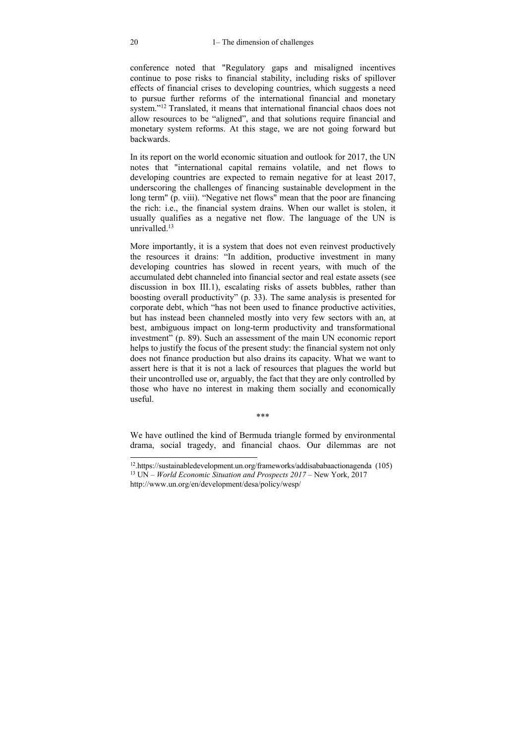conference noted that "Regulatory gaps and misaligned incentives continue to pose risks to financial stability, including risks of spillover effects of financial crises to developing countries, which suggests a need to pursue further reforms of the international financial and monetary system."[12] Translated, it means that international financial chaos does not allow resources to be "aligned", and that solutions require financial and monetary system reforms. At this stage, we are not going forward but backwards.

In its report on the world economic situation and outlook for 2017, the UN notes that "international capital remains volatile, and net flows to developing countries are expected to remain negative for at least 2017, underscoring the challenges of financing sustainable development in the long term" (p. viii). "Negative net flows" mean that the poor are financing the rich: i.e., the financial system drains. When our wallet is stolen, it usually qualifies as a negative net flow. The language of the UN is unrivalled.[13]

More importantly, it is a system that does not even reinvest productively the resources it drains: "In addition, productive investment in many developing countries has slowed in recent years, with much of the accumulated debt channeled into financial sector and real estate assets (see discussion in box III.1), escalating risks of assets bubbles, rather than boosting overall productivity" (p. 33). The same analysis is presented for corporate debt, which "has not been used to finance productive activities, but has instead been channeled mostly into very few sectors with an, at best, ambiguous impact on long-term productivity and transformational investment" (p. 89). Such an assessment of the main UN economic report helps to justify the focus of the present study: the financial system not only does not finance production but also drains its capacity. What we want to assert here is that it is not a lack of resources that plagues the world but their uncontrolled use or, arguably, the fact that they are only controlled by those who have no interest in making them socially and economically useful.

\*\*\*

We have outlined the kind of Bermuda triangle formed by environmental drama, social tragedy, and financial chaos. Our dilemmas are not

---

[12] https://sustainabledevelopment.un.org/frameworks/addisababaactionagenda (105)

[13] UN – *World Economic Situation and Prospects 2017* – New York, 2017 http://www.un.org/en/development/desa/policy/wesp/